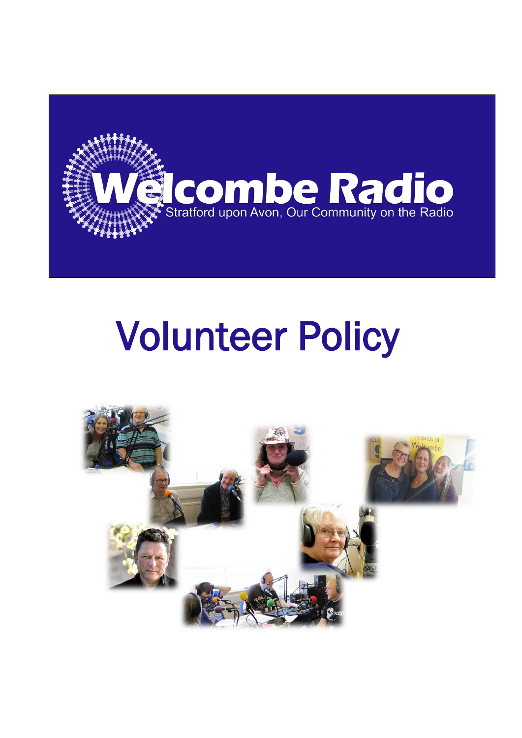# Welcombe Radio

Stratford upon Avon, Our Community on the Radio

# Volunteer Policy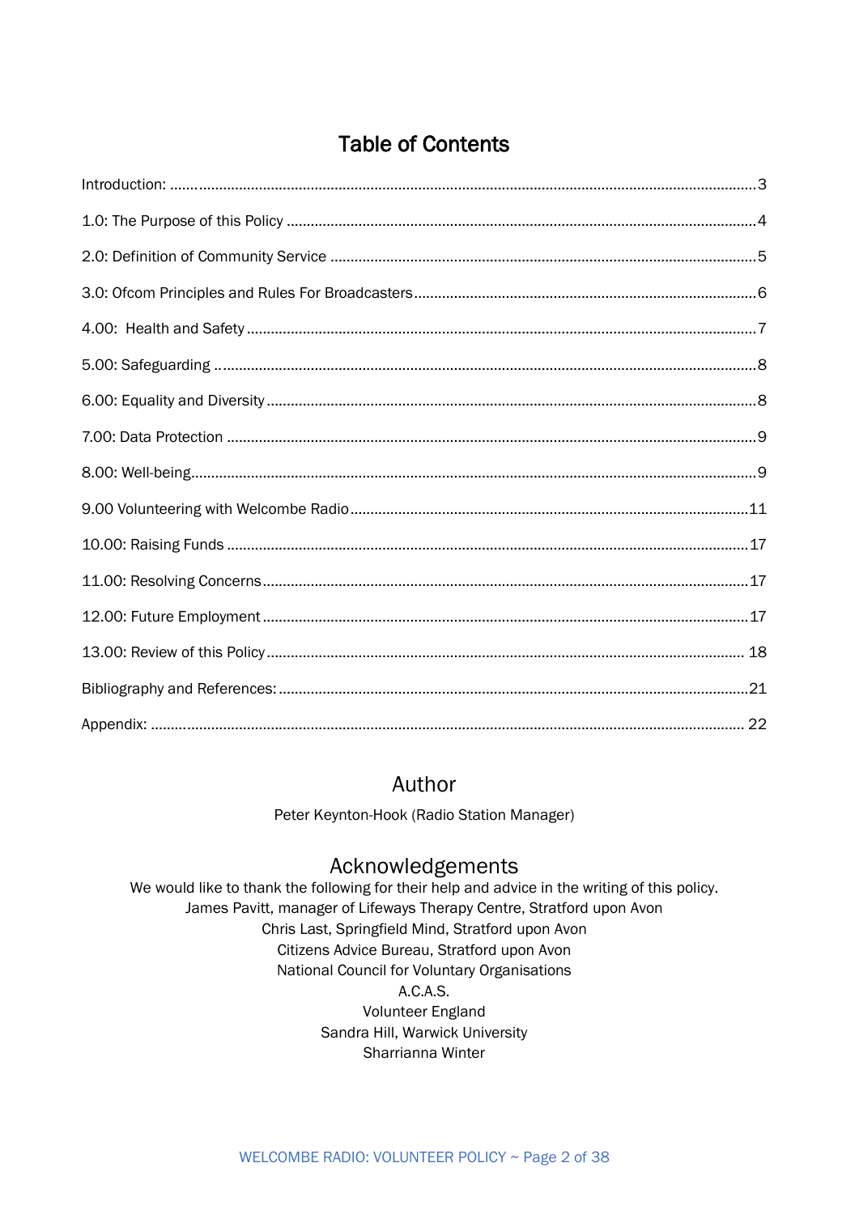## Table of Contents

| | |
|---|---|
| Introduction: | 3 |
| 1.0: The Purpose of this Policy | 4 |
| 2.0: Definition of Community Service | 5 |
| 3.0: Ofcom Principles and Rules For Broadcasters | 6 |
| 4.00: Health and Safety | 7 |
| 5.00: Safeguarding | 8 |
| 6.00: Equality and Diversity | 8 |
| 7.00: Data Protection | 9 |
| 8.00: Well-being | 9 |
| 9.00 Volunteering with Welcombe Radio | 11 |
| 10.00: Raising Funds | 17 |
| 11.00: Resolving Concerns | 17 |
| 12.00: Future Employment | 17 |
| 13.00: Review of this Policy | 18 |
| Bibliography and References: | 21 |
| Appendix: | 22 |

## Author

Peter Keynton-Hook (Radio Station Manager)

## Acknowledgements

We would like to thank the following for their help and advice in the writing of this policy.

James Pavitt, manager of Lifeways Therapy Centre, Stratford upon Avon
Chris Last, Springfield Mind, Stratford upon Avon
Citizens Advice Bureau, Stratford upon Avon
National Council for Voluntary Organisations
A.C.A.S.
Volunteer England
Sandra Hill, Warwick University
Sharrianna Winter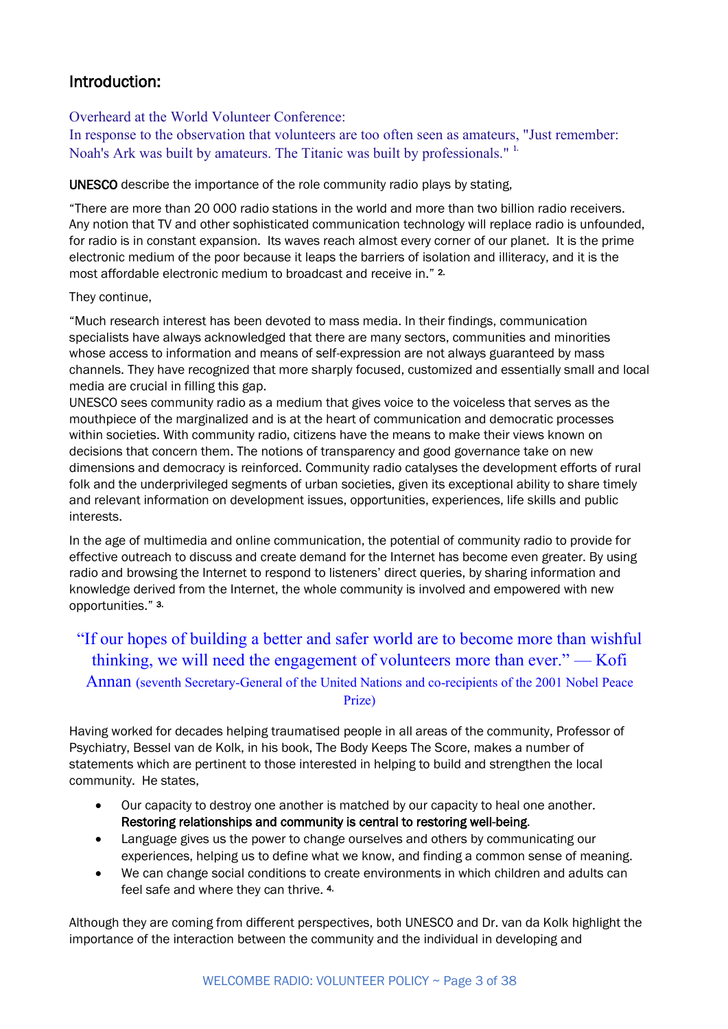## Introduction:

Overheard at the World Volunteer Conference:
In response to the observation that volunteers are too often seen as amateurs, "Just remember: Noah's Ark was built by amateurs. The Titanic was built by professionals." [1.]

**UNESCO** describe the importance of the role community radio plays by stating,

"There are more than 20 000 radio stations in the world and more than two billion radio receivers. Any notion that TV and other sophisticated communication technology will replace radio is unfounded, for radio is in constant expansion. Its waves reach almost every corner of our planet. It is the prime electronic medium of the poor because it leaps the barriers of isolation and illiteracy, and it is the most affordable electronic medium to broadcast and receive in." [2.]

They continue,

"Much research interest has been devoted to mass media. In their findings, communication specialists have always acknowledged that there are many sectors, communities and minorities whose access to information and means of self-expression are not always guaranteed by mass channels. They have recognized that more sharply focused, customized and essentially small and local media are crucial in filling this gap.
UNESCO sees community radio as a medium that gives voice to the voiceless that serves as the mouthpiece of the marginalized and is at the heart of communication and democratic processes within societies. With community radio, citizens have the means to make their views known on decisions that concern them. The notions of transparency and good governance take on new dimensions and democracy is reinforced. Community radio catalyses the development efforts of rural folk and the underprivileged segments of urban societies, given its exceptional ability to share timely and relevant information on development issues, opportunities, experiences, life skills and public interests.

In the age of multimedia and online communication, the potential of community radio to provide for effective outreach to discuss and create demand for the Internet has become even greater. By using radio and browsing the Internet to respond to listeners' direct queries, by sharing information and knowledge derived from the Internet, the whole community is involved and empowered with new opportunities." [3.]

"If our hopes of building a better and safer world are to become more than wishful thinking, we will need the engagement of volunteers more than ever." — Kofi Annan (seventh Secretary-General of the United Nations and co-recipients of the 2001 Nobel Peace Prize)

Having worked for decades helping traumatised people in all areas of the community, Professor of Psychiatry, Bessel van de Kolk, in his book, The Body Keeps The Score, makes a number of statements which are pertinent to those interested in helping to build and strengthen the local community. He states,

- Our capacity to destroy one another is matched by our capacity to heal one another. **Restoring relationships and community is central to restoring well-being**.
- Language gives us the power to change ourselves and others by communicating our experiences, helping us to define what we know, and finding a common sense of meaning.
- We can change social conditions to create environments in which children and adults can feel safe and where they can thrive. [4.]

Although they are coming from different perspectives, both UNESCO and Dr. van da Kolk highlight the importance of the interaction between the community and the individual in developing and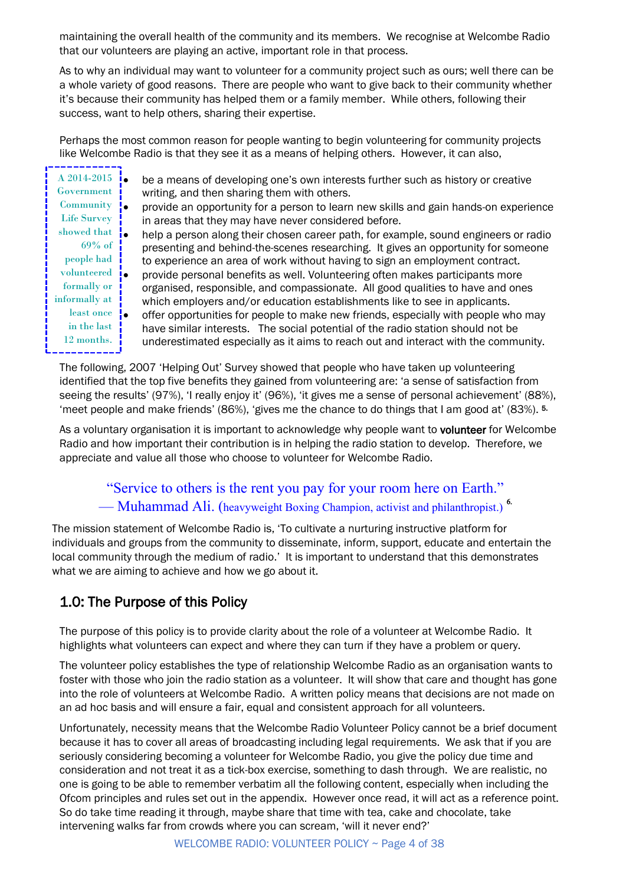maintaining the overall health of the community and its members. We recognise at Welcombe Radio that our volunteers are playing an active, important role in that process.

As to why an individual may want to volunteer for a community project such as ours; well there can be a whole variety of good reasons. There are people who want to give back to their community whether it's because their community has helped them or a family member. While others, following their success, want to help others, sharing their expertise.

Perhaps the most common reason for people wanting to begin volunteering for community projects like Welcombe Radio is that they see it as a means of helping others. However, it can also,

> A 2014-2015 Government Community Life Survey showed that 69% of people had volunteered formally or informally at least once in the last 12 months.

- be a means of developing one's own interests further such as history or creative writing, and then sharing them with others.
- provide an opportunity for a person to learn new skills and gain hands-on experience in areas that they may have never considered before.
- help a person along their chosen career path, for example, sound engineers or radio presenting and behind-the-scenes researching. It gives an opportunity for someone to experience an area of work without having to sign an employment contract.
- provide personal benefits as well. Volunteering often makes participants more organised, responsible, and compassionate. All good qualities to have and ones which employers and/or education establishments like to see in applicants.
- offer opportunities for people to make new friends, especially with people who may have similar interests. The social potential of the radio station should not be underestimated especially as it aims to reach out and interact with the community.

The following, 2007 'Helping Out' Survey showed that people who have taken up volunteering identified that the top five benefits they gained from volunteering are: 'a sense of satisfaction from seeing the results' (97%), 'I really enjoy it' (96%), 'it gives me a sense of personal achievement' (88%), 'meet people and make friends' (86%), 'gives me the chance to do things that I am good at' (83%). [5.]

As a voluntary organisation it is important to acknowledge why people want to **volunteer** for Welcombe Radio and how important their contribution is in helping the radio station to develop. Therefore, we appreciate and value all those who choose to volunteer for Welcombe Radio.

> "Service to others is the rent you pay for your room here on Earth."
> — Muhammad Ali. (heavyweight Boxing Champion, activist and philanthropist.) [6.]

The mission statement of Welcombe Radio is, 'To cultivate a nurturing instructive platform for individuals and groups from the community to disseminate, inform, support, educate and entertain the local community through the medium of radio.' It is important to understand that this demonstrates what we are aiming to achieve and how we go about it.

## 1.0: The Purpose of this Policy

The purpose of this policy is to provide clarity about the role of a volunteer at Welcombe Radio. It highlights what volunteers can expect and where they can turn if they have a problem or query.

The volunteer policy establishes the type of relationship Welcombe Radio as an organisation wants to foster with those who join the radio station as a volunteer. It will show that care and thought has gone into the role of volunteers at Welcombe Radio. A written policy means that decisions are not made on an ad hoc basis and will ensure a fair, equal and consistent approach for all volunteers.

Unfortunately, necessity means that the Welcombe Radio Volunteer Policy cannot be a brief document because it has to cover all areas of broadcasting including legal requirements. We ask that if you are seriously considering becoming a volunteer for Welcombe Radio, you give the policy due time and consideration and not treat it as a tick-box exercise, something to dash through. We are realistic, no one is going to be able to remember verbatim all the following content, especially when including the Ofcom principles and rules set out in the appendix. However once read, it will act as a reference point. So do take time reading it through, maybe share that time with tea, cake and chocolate, take intervening walks far from crowds where you can scream, 'will it never end?'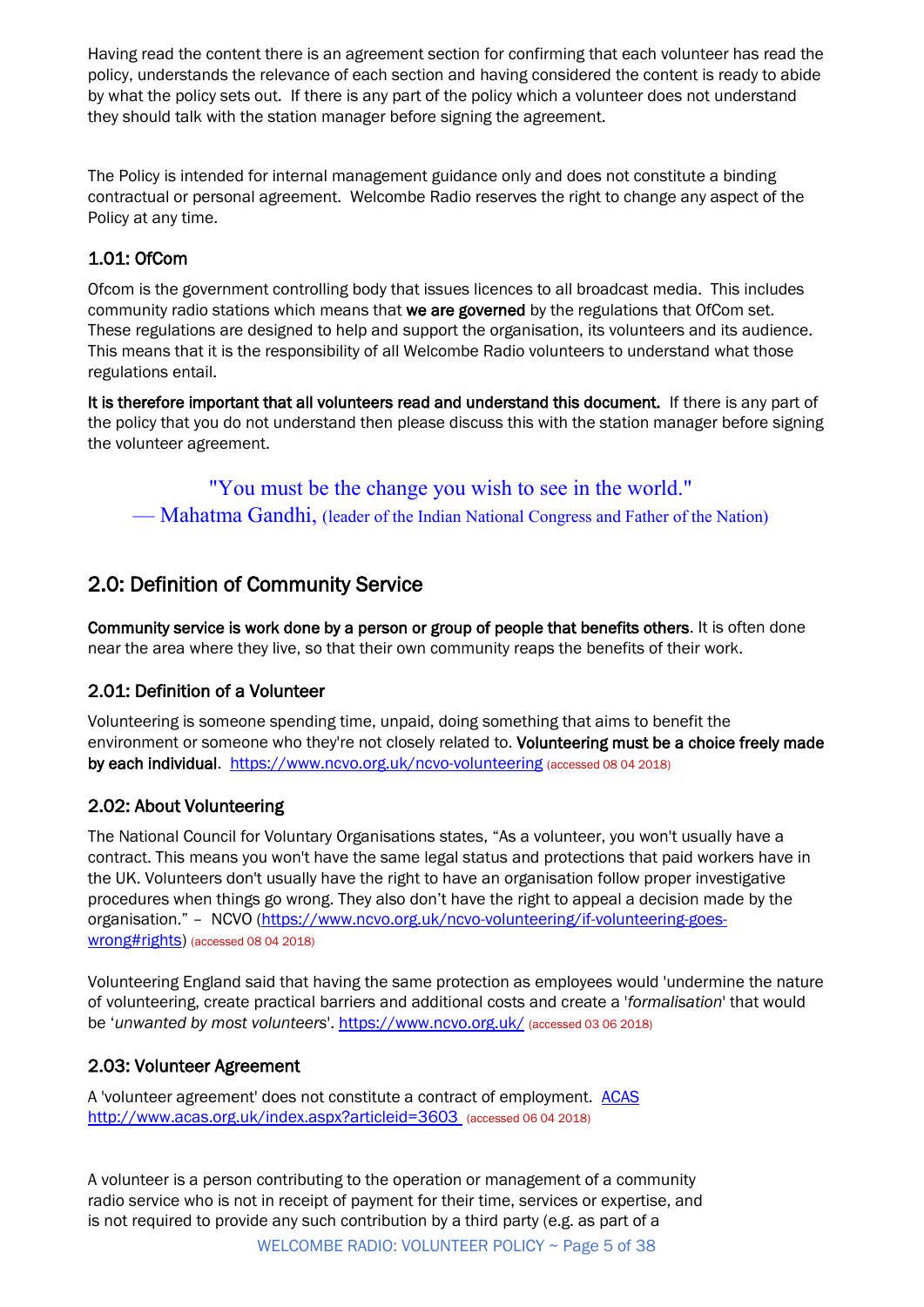Having read the content there is an agreement section for confirming that each volunteer has read the policy, understands the relevance of each section and having considered the content is ready to abide by what the policy sets out. If there is any part of the policy which a volunteer does not understand they should talk with the station manager before signing the agreement.

The Policy is intended for internal management guidance only and does not constitute a binding contractual or personal agreement. Welcombe Radio reserves the right to change any aspect of the Policy at any time.

### 1.01: OfCom

Ofcom is the government controlling body that issues licences to all broadcast media. This includes community radio stations which means that **we are governed** by the regulations that OfCom set. These regulations are designed to help and support the organisation, its volunteers and its audience. This means that it is the responsibility of all Welcombe Radio volunteers to understand what those regulations entail.

**It is therefore important that all volunteers read and understand this document.** If there is any part of the policy that you do not understand then please discuss this with the station manager before signing the volunteer agreement.

"You must be the change you wish to see in the world."
— Mahatma Gandhi, (leader of the Indian National Congress and Father of the Nation)

## 2.0: Definition of Community Service

**Community service is work done by a person or group of people that benefits others**. It is often done near the area where they live, so that their own community reaps the benefits of their work.

### 2.01: Definition of a Volunteer

Volunteering is someone spending time, unpaid, doing something that aims to benefit the environment or someone who they're not closely related to. **Volunteering must be a choice freely made by each individual**. https://www.ncvo.org.uk/ncvo-volunteering (accessed 08 04 2018)

### 2.02: About Volunteering

The National Council for Voluntary Organisations states, "As a volunteer, you won't usually have a contract. This means you won't have the same legal status and protections that paid workers have in the UK. Volunteers don't usually have the right to have an organisation follow proper investigative procedures when things go wrong. They also don't have the right to appeal a decision made by the organisation." – NCVO (https://www.ncvo.org.uk/ncvo-volunteering/if-volunteering-goes-wrong#rights) (accessed 08 04 2018)

Volunteering England said that having the same protection as employees would 'undermine the nature of volunteering, create practical barriers and additional costs and create a '*formalisation*' that would be '*unwanted by most volunteers*'. https://www.ncvo.org.uk/ (accessed 03 06 2018)

### 2.03: Volunteer Agreement

A 'volunteer agreement' does not constitute a contract of employment. ACAS http://www.acas.org.uk/index.aspx?articleid=3603 (accessed 06 04 2018)

A volunteer is a person contributing to the operation or management of a community radio service who is not in receipt of payment for their time, services or expertise, and is not required to provide any such contribution by a third party (e.g. as part of a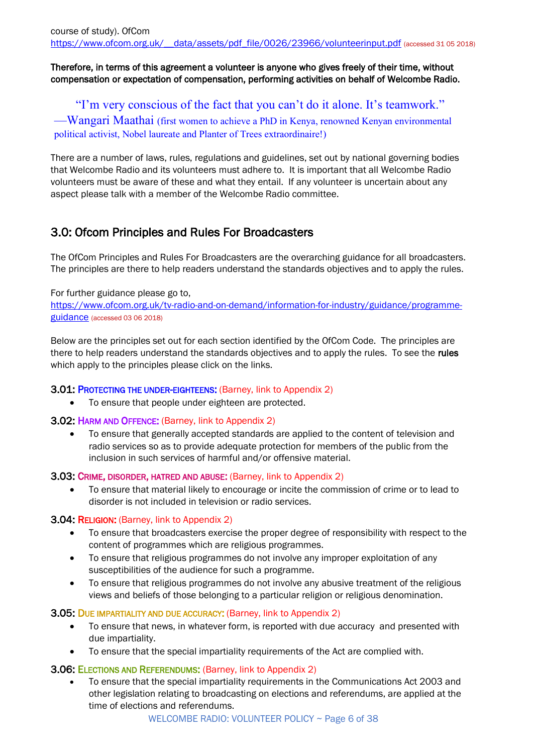course of study). OfCom https://www.ofcom.org.uk/__data/assets/pdf_file/0026/23966/volunteerinput.pdf (accessed 31 05 2018)

**Therefore, in terms of this agreement a volunteer is anyone who gives freely of their time, without compensation or expectation of compensation, performing activities on behalf of Welcombe Radio.**

> "I'm very conscious of the fact that you can't do it alone. It's teamwork."
> —Wangari Maathai (first women to achieve a PhD in Kenya, renowned Kenyan environmental political activist, Nobel laureate and Planter of Trees extraordinaire!)

There are a number of laws, rules, regulations and guidelines, set out by national governing bodies that Welcombe Radio and its volunteers must adhere to. It is important that all Welcombe Radio volunteers must be aware of these and what they entail. If any volunteer is uncertain about any aspect please talk with a member of the Welcombe Radio committee.

## 3.0: Ofcom Principles and Rules For Broadcasters

The OfCom Principles and Rules For Broadcasters are the overarching guidance for all broadcasters. The principles are there to help readers understand the standards objectives and to apply the rules.

For further guidance please go to, https://www.ofcom.org.uk/tv-radio-and-on-demand/information-for-industry/guidance/programme-guidance (accessed 03 06 2018)

Below are the principles set out for each section identified by the OfCom Code. The principles are there to help readers understand the standards objectives and to apply the rules. To see the **rules** which apply to the principles please click on the links.

**3.01: PROTECTING THE UNDER-EIGHTEENS:** (Barney, link to Appendix 2)

- To ensure that people under eighteen are protected.

**3.02: HARM AND OFFENCE:** (Barney, link to Appendix 2)

- To ensure that generally accepted standards are applied to the content of television and radio services so as to provide adequate protection for members of the public from the inclusion in such services of harmful and/or offensive material.

**3.03: CRIME, DISORDER, HATRED AND ABUSE:** (Barney, link to Appendix 2)

- To ensure that material likely to encourage or incite the commission of crime or to lead to disorder is not included in television or radio services.

**3.04: RELIGION:** (Barney, link to Appendix 2)

- To ensure that broadcasters exercise the proper degree of responsibility with respect to the content of programmes which are religious programmes.
- To ensure that religious programmes do not involve any improper exploitation of any susceptibilities of the audience for such a programme.
- To ensure that religious programmes do not involve any abusive treatment of the religious views and beliefs of those belonging to a particular religion or religious denomination.

**3.05: DUE IMPARTIALITY AND DUE ACCURACY:** (Barney, link to Appendix 2)

- To ensure that news, in whatever form, is reported with due accuracy and presented with due impartiality.
- To ensure that the special impartiality requirements of the Act are complied with.

**3.06: ELECTIONS AND REFERENDUMS:** (Barney, link to Appendix 2)

- To ensure that the special impartiality requirements in the Communications Act 2003 and other legislation relating to broadcasting on elections and referendums, are applied at the time of elections and referendums.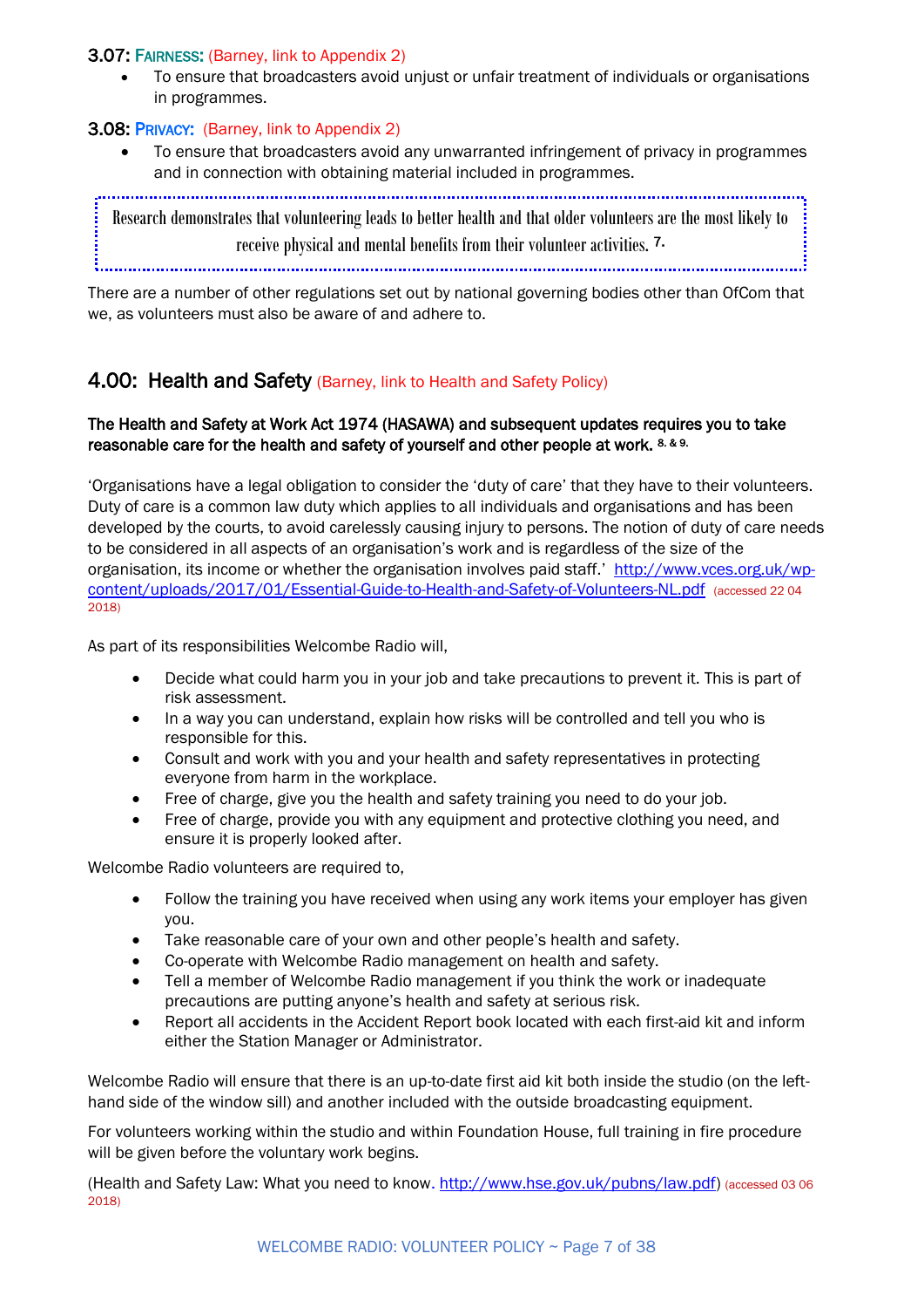### 3.07: FAIRNESS: (Barney, link to Appendix 2)

- To ensure that broadcasters avoid unjust or unfair treatment of individuals or organisations in programmes.

### 3.08: PRIVACY: (Barney, link to Appendix 2)

- To ensure that broadcasters avoid any unwarranted infringement of privacy in programmes and in connection with obtaining material included in programmes.

> Research demonstrates that volunteering leads to better health and that older volunteers are the most likely to receive physical and mental benefits from their volunteer activities. [7]

There are a number of other regulations set out by national governing bodies other than OfCom that we, as volunteers must also be aware of and adhere to.

## 4.00: Health and Safety (Barney, link to Health and Safety Policy)

**The Health and Safety at Work Act 1974 (HASAWA) and subsequent updates requires you to take reasonable care for the health and safety of yourself and other people at work.** [8, & 9]

'Organisations have a legal obligation to consider the 'duty of care' that they have to their volunteers. Duty of care is a common law duty which applies to all individuals and organisations and has been developed by the courts, to avoid carelessly causing injury to persons. The notion of duty of care needs to be considered in all aspects of an organisation's work and is regardless of the size of the organisation, its income or whether the organisation involves paid staff.' http://www.vces.org.uk/wp-content/uploads/2017/01/Essential-Guide-to-Health-and-Safety-of-Volunteers-NL.pdf (accessed 22 04 2018)

As part of its responsibilities Welcombe Radio will,

- Decide what could harm you in your job and take precautions to prevent it. This is part of risk assessment.
- In a way you can understand, explain how risks will be controlled and tell you who is responsible for this.
- Consult and work with you and your health and safety representatives in protecting everyone from harm in the workplace.
- Free of charge, give you the health and safety training you need to do your job.
- Free of charge, provide you with any equipment and protective clothing you need, and ensure it is properly looked after.

Welcombe Radio volunteers are required to,

- Follow the training you have received when using any work items your employer has given you.
- Take reasonable care of your own and other people's health and safety.
- Co-operate with Welcombe Radio management on health and safety.
- Tell a member of Welcombe Radio management if you think the work or inadequate precautions are putting anyone's health and safety at serious risk.
- Report all accidents in the Accident Report book located with each first-aid kit and inform either the Station Manager or Administrator.

Welcombe Radio will ensure that there is an up-to-date first aid kit both inside the studio (on the left-hand side of the window sill) and another included with the outside broadcasting equipment.

For volunteers working within the studio and within Foundation House, full training in fire procedure will be given before the voluntary work begins.

(Health and Safety Law: What you need to know. http://www.hse.gov.uk/pubns/law.pdf) (accessed 03 06 2018)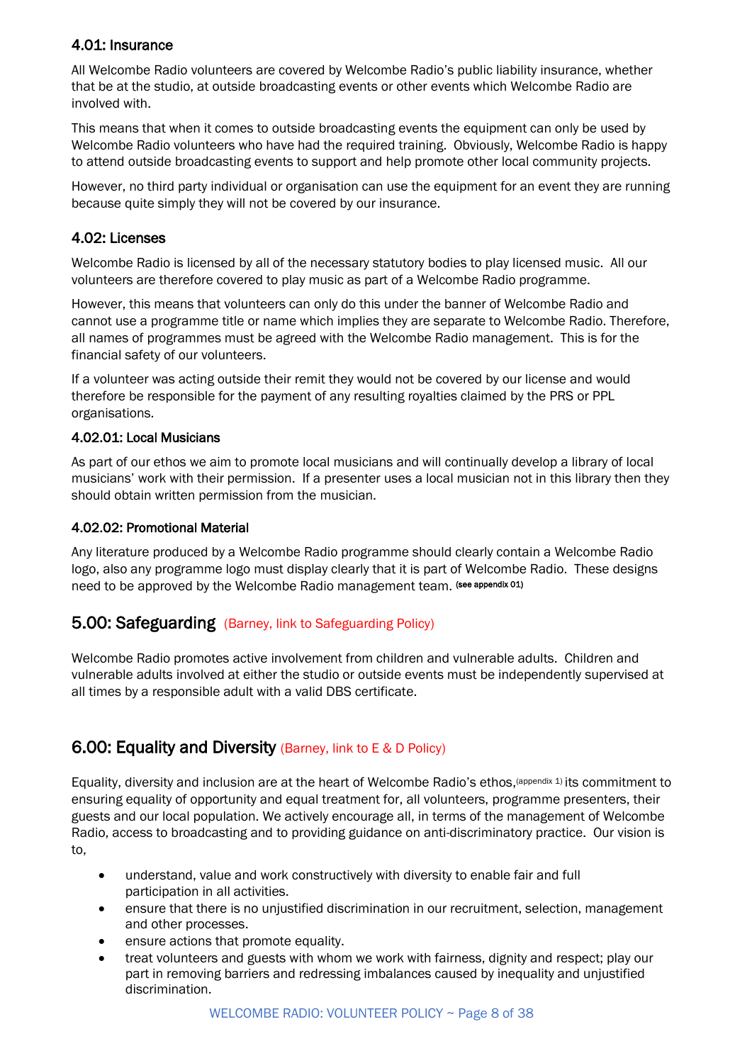## 4.01: Insurance

All Welcombe Radio volunteers are covered by Welcombe Radio's public liability insurance, whether that be at the studio, at outside broadcasting events or other events which Welcombe Radio are involved with.

This means that when it comes to outside broadcasting events the equipment can only be used by Welcombe Radio volunteers who have had the required training. Obviously, Welcombe Radio is happy to attend outside broadcasting events to support and help promote other local community projects.

However, no third party individual or organisation can use the equipment for an event they are running because quite simply they will not be covered by our insurance.

## 4.02: Licenses

Welcombe Radio is licensed by all of the necessary statutory bodies to play licensed music. All our volunteers are therefore covered to play music as part of a Welcombe Radio programme.

However, this means that volunteers can only do this under the banner of Welcombe Radio and cannot use a programme title or name which implies they are separate to Welcombe Radio. Therefore, all names of programmes must be agreed with the Welcombe Radio management. This is for the financial safety of our volunteers.

If a volunteer was acting outside their remit they would not be covered by our license and would therefore be responsible for the payment of any resulting royalties claimed by the PRS or PPL organisations.

### 4.02.01: Local Musicians

As part of our ethos we aim to promote local musicians and will continually develop a library of local musicians' work with their permission. If a presenter uses a local musician not in this library then they should obtain written permission from the musician.

### 4.02.02: Promotional Material

Any literature produced by a Welcombe Radio programme should clearly contain a Welcombe Radio logo, also any programme logo must display clearly that it is part of Welcombe Radio. These designs need to be approved by the Welcombe Radio management team. (see appendix 01)

# 5.00: Safeguarding (Barney, link to Safeguarding Policy)

Welcombe Radio promotes active involvement from children and vulnerable adults. Children and vulnerable adults involved at either the studio or outside events must be independently supervised at all times by a responsible adult with a valid DBS certificate.

# 6.00: Equality and Diversity (Barney, link to E & D Policy)

Equality, diversity and inclusion are at the heart of Welcombe Radio's ethos,(appendix 1) its commitment to ensuring equality of opportunity and equal treatment for, all volunteers, programme presenters, their guests and our local population. We actively encourage all, in terms of the management of Welcombe Radio, access to broadcasting and to providing guidance on anti-discriminatory practice. Our vision is to,

- understand, value and work constructively with diversity to enable fair and full participation in all activities.
- ensure that there is no unjustified discrimination in our recruitment, selection, management and other processes.
- ensure actions that promote equality.
- treat volunteers and guests with whom we work with fairness, dignity and respect; play our part in removing barriers and redressing imbalances caused by inequality and unjustified discrimination.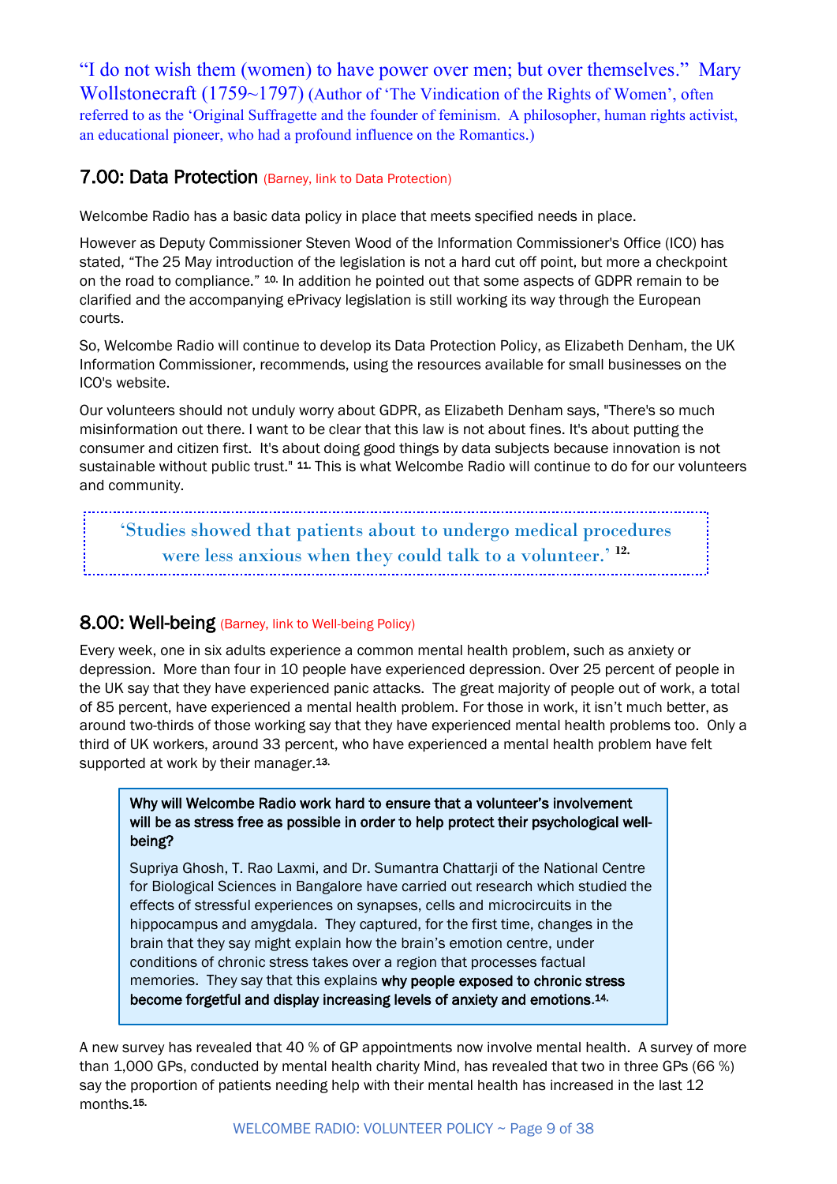"I do not wish them (women) to have power over men; but over themselves." Mary Wollstonecraft (1759~1797) (Author of 'The Vindication of the Rights of Women', often referred to as the 'Original Suffragette and the founder of feminism. A philosopher, human rights activist, an educational pioneer, who had a profound influence on the Romantics.)

## 7.00: Data Protection (Barney, link to Data Protection)

Welcombe Radio has a basic data policy in place that meets specified needs in place.

However as Deputy Commissioner Steven Wood of the Information Commissioner's Office (ICO) has stated, "The 25 May introduction of the legislation is not a hard cut off point, but more a checkpoint on the road to compliance." [10.] In addition he pointed out that some aspects of GDPR remain to be clarified and the accompanying ePrivacy legislation is still working its way through the European courts.

So, Welcombe Radio will continue to develop its Data Protection Policy, as Elizabeth Denham, the UK Information Commissioner, recommends, using the resources available for small businesses on the ICO's website.

Our volunteers should not unduly worry about GDPR, as Elizabeth Denham says, "There's so much misinformation out there. I want to be clear that this law is not about fines. It's about putting the consumer and citizen first. It's about doing good things by data subjects because innovation is not sustainable without public trust." [11.] This is what Welcombe Radio will continue to do for our volunteers and community.

> 'Studies showed that patients about to undergo medical procedures were less anxious when they could talk to a volunteer.' [12.]

## 8.00: Well-being (Barney, link to Well-being Policy)

Every week, one in six adults experience a common mental health problem, such as anxiety or depression. More than four in 10 people have experienced depression. Over 25 percent of people in the UK say that they have experienced panic attacks. The great majority of people out of work, a total of 85 percent, have experienced a mental health problem. For those in work, it isn't much better, as around two-thirds of those working say that they have experienced mental health problems too. Only a third of UK workers, around 33 percent, who have experienced a mental health problem have felt supported at work by their manager.[13.]

> **Why will Welcombe Radio work hard to ensure that a volunteer's involvement will be as stress free as possible in order to help protect their psychological well-being?**
>
> Supriya Ghosh, T. Rao Laxmi, and Dr. Sumantra Chattarji of the National Centre for Biological Sciences in Bangalore have carried out research which studied the effects of stressful experiences on synapses, cells and microcircuits in the hippocampus and amygdala. They captured, for the first time, changes in the brain that they say might explain how the brain's emotion centre, under conditions of chronic stress takes over a region that processes factual memories. They say that this explains **why people exposed to chronic stress become forgetful and display increasing levels of anxiety and emotions.**[14.]

A new survey has revealed that 40 % of GP appointments now involve mental health. A survey of more than 1,000 GPs, conducted by mental health charity Mind, has revealed that two in three GPs (66 %) say the proportion of patients needing help with their mental health has increased in the last 12 months.[15.]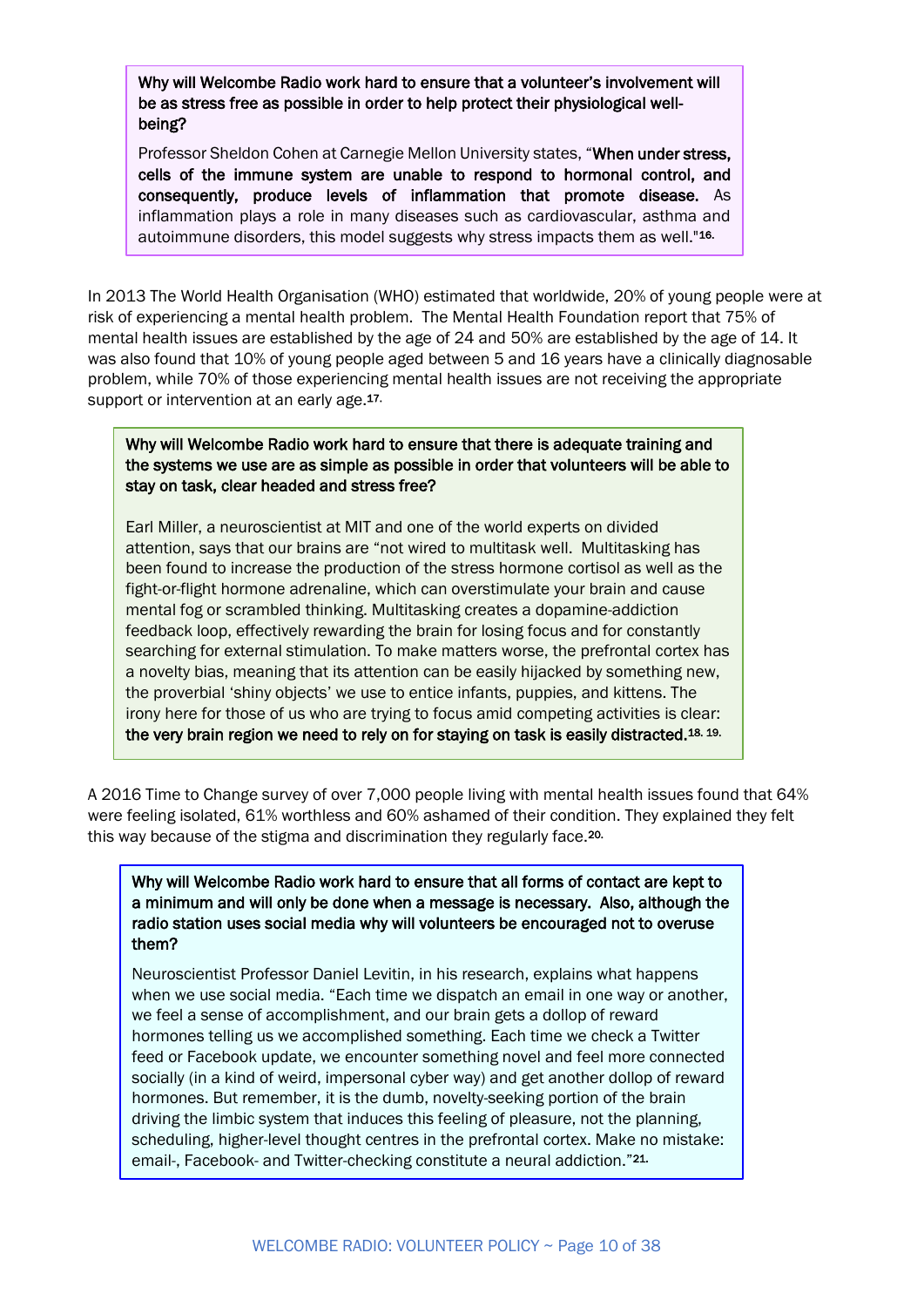**Why will Welcombe Radio work hard to ensure that a volunteer's involvement will be as stress free as possible in order to help protect their physiological well-being?**

Professor Sheldon Cohen at Carnegie Mellon University states, "**When under stress, cells of the immune system are unable to respond to hormonal control, and consequently, produce levels of inflammation that promote disease.** As inflammation plays a role in many diseases such as cardiovascular, asthma and autoimmune disorders, this model suggests why stress impacts them as well."[16.]

In 2013 The World Health Organisation (WHO) estimated that worldwide, 20% of young people were at risk of experiencing a mental health problem. The Mental Health Foundation report that 75% of mental health issues are established by the age of 24 and 50% are established by the age of 14. It was also found that 10% of young people aged between 5 and 16 years have a clinically diagnosable problem, while 70% of those experiencing mental health issues are not receiving the appropriate support or intervention at an early age.[17.]

**Why will Welcombe Radio work hard to ensure that there is adequate training and the systems we use are as simple as possible in order that volunteers will be able to stay on task, clear headed and stress free?**

Earl Miller, a neuroscientist at MIT and one of the world experts on divided attention, says that our brains are "not wired to multitask well. Multitasking has been found to increase the production of the stress hormone cortisol as well as the fight-or-flight hormone adrenaline, which can overstimulate your brain and cause mental fog or scrambled thinking. Multitasking creates a dopamine-addiction feedback loop, effectively rewarding the brain for losing focus and for constantly searching for external stimulation. To make matters worse, the prefrontal cortex has a novelty bias, meaning that its attention can be easily hijacked by something new, the proverbial 'shiny objects' we use to entice infants, puppies, and kittens. The irony here for those of us who are trying to focus amid competing activities is clear: **the very brain region we need to rely on for staying on task is easily distracted.**[18. 19.]

A 2016 Time to Change survey of over 7,000 people living with mental health issues found that 64% were feeling isolated, 61% worthless and 60% ashamed of their condition. They explained they felt this way because of the stigma and discrimination they regularly face.[20.]

**Why will Welcombe Radio work hard to ensure that all forms of contact are kept to a minimum and will only be done when a message is necessary. Also, although the radio station uses social media why will volunteers be encouraged not to overuse them?**

Neuroscientist Professor Daniel Levitin, in his research, explains what happens when we use social media. "Each time we dispatch an email in one way or another, we feel a sense of accomplishment, and our brain gets a dollop of reward hormones telling us we accomplished something. Each time we check a Twitter feed or Facebook update, we encounter something novel and feel more connected socially (in a kind of weird, impersonal cyber way) and get another dollop of reward hormones. But remember, it is the dumb, novelty-seeking portion of the brain driving the limbic system that induces this feeling of pleasure, not the planning, scheduling, higher-level thought centres in the prefrontal cortex. Make no mistake: email-, Facebook- and Twitter-checking constitute a neural addiction."[21.]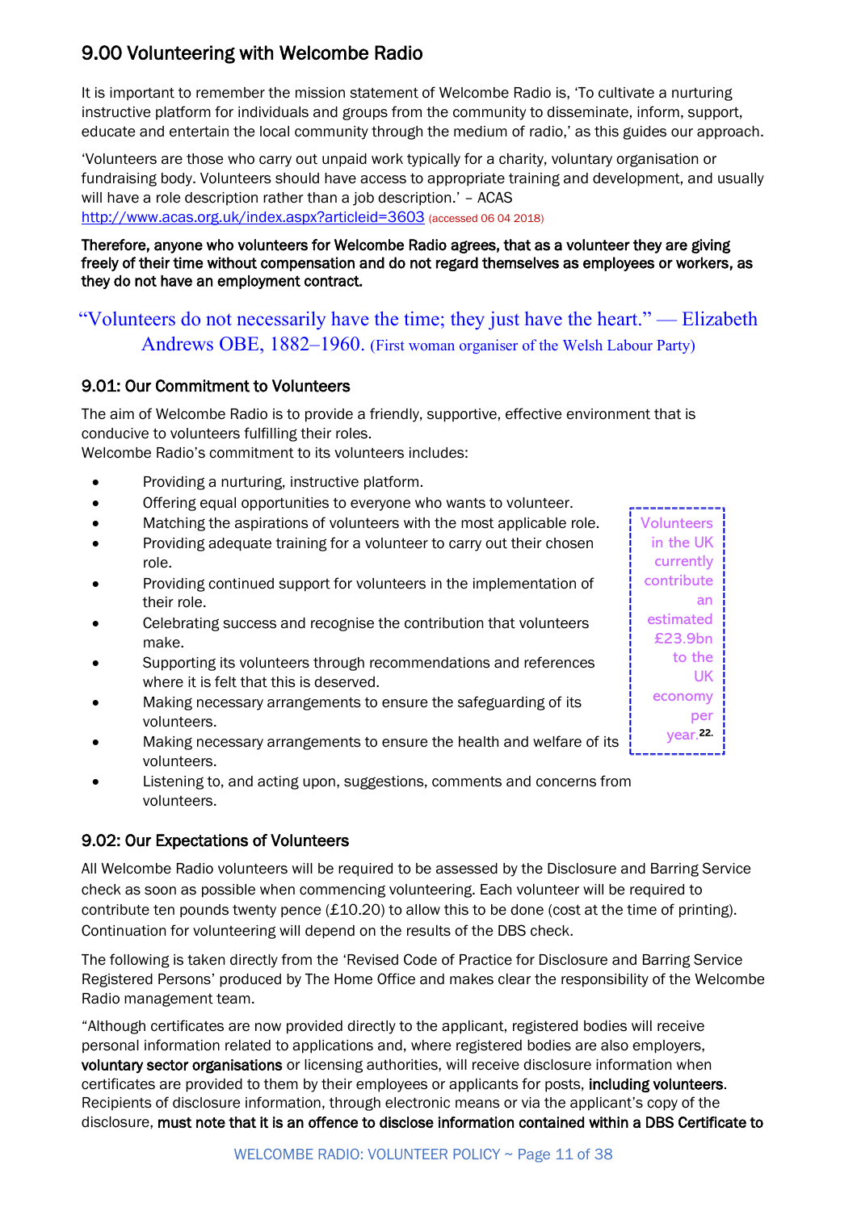## 9.00 Volunteering with Welcombe Radio

It is important to remember the mission statement of Welcombe Radio is, 'To cultivate a nurturing instructive platform for individuals and groups from the community to disseminate, inform, support, educate and entertain the local community through the medium of radio,' as this guides our approach.

'Volunteers are those who carry out unpaid work typically for a charity, voluntary organisation or fundraising body. Volunteers should have access to appropriate training and development, and usually will have a role description rather than a job description.' – ACAS
http://www.acas.org.uk/index.aspx?articleid=3603 (accessed 06 04 2018)

**Therefore, anyone who volunteers for Welcombe Radio agrees, that as a volunteer they are giving freely of their time without compensation and do not regard themselves as employees or workers, as they do not have an employment contract.**

"Volunteers do not necessarily have the time; they just have the heart." — Elizabeth Andrews OBE, 1882–1960. (First woman organiser of the Welsh Labour Party)

### 9.01: Our Commitment to Volunteers

The aim of Welcombe Radio is to provide a friendly, supportive, effective environment that is conducive to volunteers fulfilling their roles.
Welcombe Radio's commitment to its volunteers includes:

- Providing a nurturing, instructive platform.
- Offering equal opportunities to everyone who wants to volunteer.
- Matching the aspirations of volunteers with the most applicable role.
- Providing adequate training for a volunteer to carry out their chosen role.
- Providing continued support for volunteers in the implementation of their role.
- Celebrating success and recognise the contribution that volunteers make.
- Supporting its volunteers through recommendations and references where it is felt that this is deserved.
- Making necessary arrangements to ensure the safeguarding of its volunteers.
- Making necessary arrangements to ensure the health and welfare of its volunteers.
- Listening to, and acting upon, suggestions, comments and concerns from volunteers.

Volunteers in the UK currently contribute an estimated £23.9bn to the UK economy per year.[22]

### 9.02: Our Expectations of Volunteers

All Welcombe Radio volunteers will be required to be assessed by the Disclosure and Barring Service check as soon as possible when commencing volunteering. Each volunteer will be required to contribute ten pounds twenty pence (£10.20) to allow this to be done (cost at the time of printing). Continuation for volunteering will depend on the results of the DBS check.

The following is taken directly from the 'Revised Code of Practice for Disclosure and Barring Service Registered Persons' produced by The Home Office and makes clear the responsibility of the Welcombe Radio management team.

"Although certificates are now provided directly to the applicant, registered bodies will receive personal information related to applications and, where registered bodies are also employers, **voluntary sector organisations** or licensing authorities, will receive disclosure information when certificates are provided to them by their employees or applicants for posts, **including volunteers**. Recipients of disclosure information, through electronic means or via the applicant's copy of the disclosure, **must note that it is an offence to disclose information contained within a DBS Certificate to**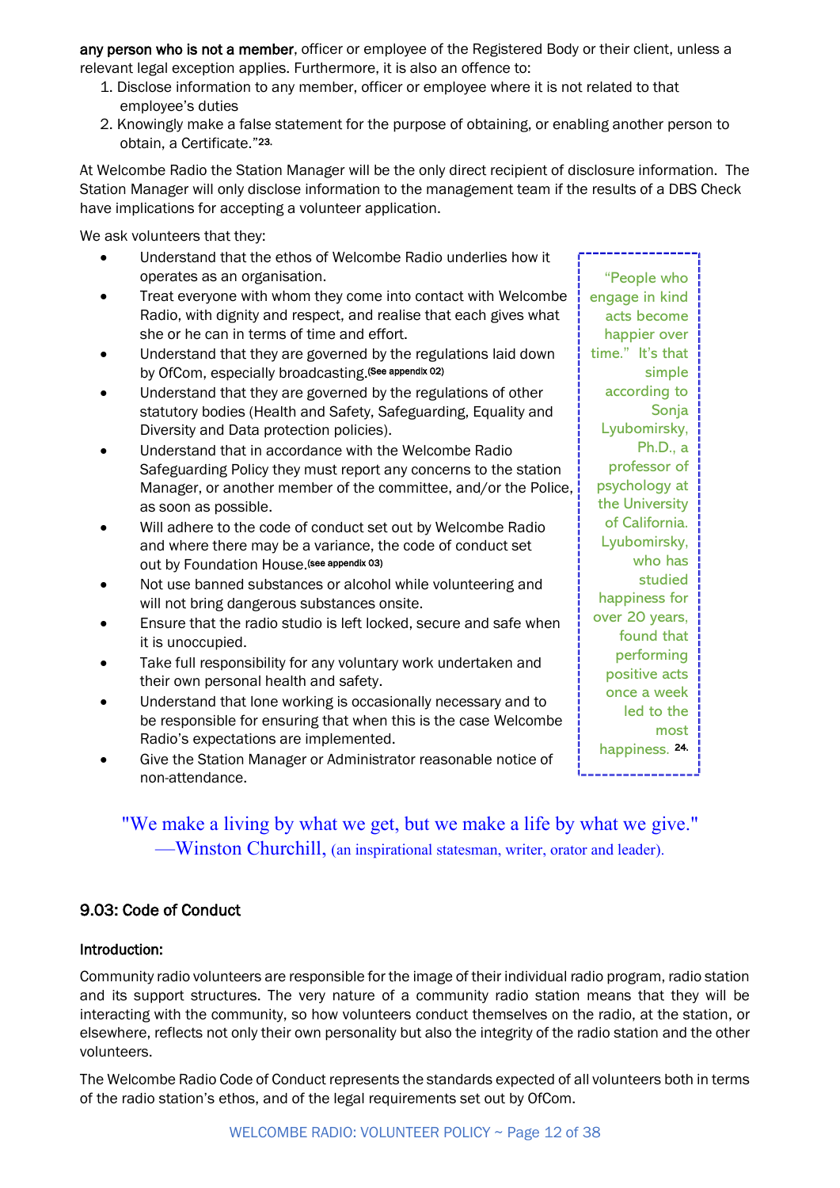**any person who is not a member**, officer or employee of the Registered Body or their client, unless a relevant legal exception applies. Furthermore, it is also an offence to:

1. Disclose information to any member, officer or employee where it is not related to that employee's duties
2. Knowingly make a false statement for the purpose of obtaining, or enabling another person to obtain, a Certificate."[23]

At Welcombe Radio the Station Manager will be the only direct recipient of disclosure information. The Station Manager will only disclose information to the management team if the results of a DBS Check have implications for accepting a volunteer application.

We ask volunteers that they:

- Understand that the ethos of Welcombe Radio underlies how it operates as an organisation.
- Treat everyone with whom they come into contact with Welcombe Radio, with dignity and respect, and realise that each gives what she or he can in terms of time and effort.
- Understand that they are governed by the regulations laid down by OfCom, especially broadcasting.(See appendix 02)
- Understand that they are governed by the regulations of other statutory bodies (Health and Safety, Safeguarding, Equality and Diversity and Data protection policies).
- Understand that in accordance with the Welcombe Radio Safeguarding Policy they must report any concerns to the station Manager, or another member of the committee, and/or the Police, as soon as possible.
- Will adhere to the code of conduct set out by Welcombe Radio and where there may be a variance, the code of conduct set out by Foundation House.(see appendix 03)
- Not use banned substances or alcohol while volunteering and will not bring dangerous substances onsite.
- Ensure that the radio studio is left locked, secure and safe when it is unoccupied.
- Take full responsibility for any voluntary work undertaken and their own personal health and safety.
- Understand that lone working is occasionally necessary and to be responsible for ensuring that when this is the case Welcombe Radio's expectations are implemented.
- Give the Station Manager or Administrator reasonable notice of non-attendance.

"People who engage in kind acts become happier over time." It's that simple according to Sonja Lyubomirsky, Ph.D., a professor of psychology at the University of California. Lyubomirsky, who has studied happiness for over 20 years, found that performing positive acts once a week led to the most happiness. [24]

"We make a living by what we get, but we make a life by what we give."
—Winston Churchill, (an inspirational statesman, writer, orator and leader).

### 9.03: Code of Conduct

#### Introduction:

Community radio volunteers are responsible for the image of their individual radio program, radio station and its support structures. The very nature of a community radio station means that they will be interacting with the community, so how volunteers conduct themselves on the radio, at the station, or elsewhere, reflects not only their own personality but also the integrity of the radio station and the other volunteers.

The Welcombe Radio Code of Conduct represents the standards expected of all volunteers both in terms of the radio station's ethos, and of the legal requirements set out by OfCom.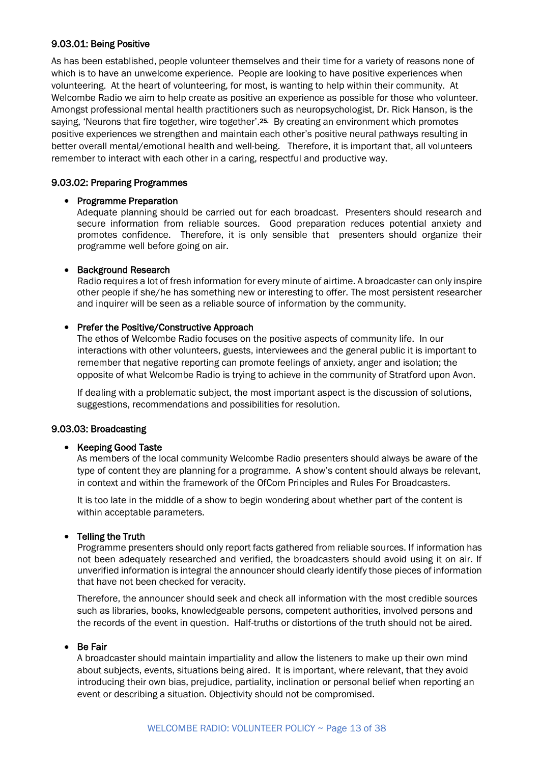### 9.03.01: Being Positive

As has been established, people volunteer themselves and their time for a variety of reasons none of which is to have an unwelcome experience. People are looking to have positive experiences when volunteering. At the heart of volunteering, for most, is wanting to help within their community. At Welcombe Radio we aim to help create as positive an experience as possible for those who volunteer. Amongst professional mental health practitioners such as neuropsychologist, Dr. Rick Hanson, is the saying, 'Neurons that fire together, wire together'.[25] By creating an environment which promotes positive experiences we strengthen and maintain each other's positive neural pathways resulting in better overall mental/emotional health and well-being. Therefore, it is important that, all volunteers remember to interact with each other in a caring, respectful and productive way.

### 9.03.02: Preparing Programmes

- **Programme Preparation**
  Adequate planning should be carried out for each broadcast. Presenters should research and secure information from reliable sources. Good preparation reduces potential anxiety and promotes confidence. Therefore, it is only sensible that presenters should organize their programme well before going on air.

- **Background Research**
  Radio requires a lot of fresh information for every minute of airtime. A broadcaster can only inspire other people if she/he has something new or interesting to offer. The most persistent researcher and inquirer will be seen as a reliable source of information by the community.

- **Prefer the Positive/Constructive Approach**
  The ethos of Welcombe Radio focuses on the positive aspects of community life. In our interactions with other volunteers, guests, interviewees and the general public it is important to remember that negative reporting can promote feelings of anxiety, anger and isolation; the opposite of what Welcombe Radio is trying to achieve in the community of Stratford upon Avon.

  If dealing with a problematic subject, the most important aspect is the discussion of solutions, suggestions, recommendations and possibilities for resolution.

### 9.03.03: Broadcasting

- **Keeping Good Taste**
  As members of the local community Welcombe Radio presenters should always be aware of the type of content they are planning for a programme. A show's content should always be relevant, in context and within the framework of the OfCom Principles and Rules For Broadcasters.

  It is too late in the middle of a show to begin wondering about whether part of the content is within acceptable parameters.

- **Telling the Truth**
  Programme presenters should only report facts gathered from reliable sources. If information has not been adequately researched and verified, the broadcasters should avoid using it on air. If unverified information is integral the announcer should clearly identify those pieces of information that have not been checked for veracity.

  Therefore, the announcer should seek and check all information with the most credible sources such as libraries, books, knowledgeable persons, competent authorities, involved persons and the records of the event in question. Half-truths or distortions of the truth should not be aired.

- **Be Fair**
  A broadcaster should maintain impartiality and allow the listeners to make up their own mind about subjects, events, situations being aired. It is important, where relevant, that they avoid introducing their own bias, prejudice, partiality, inclination or personal belief when reporting an event or describing a situation. Objectivity should not be compromised.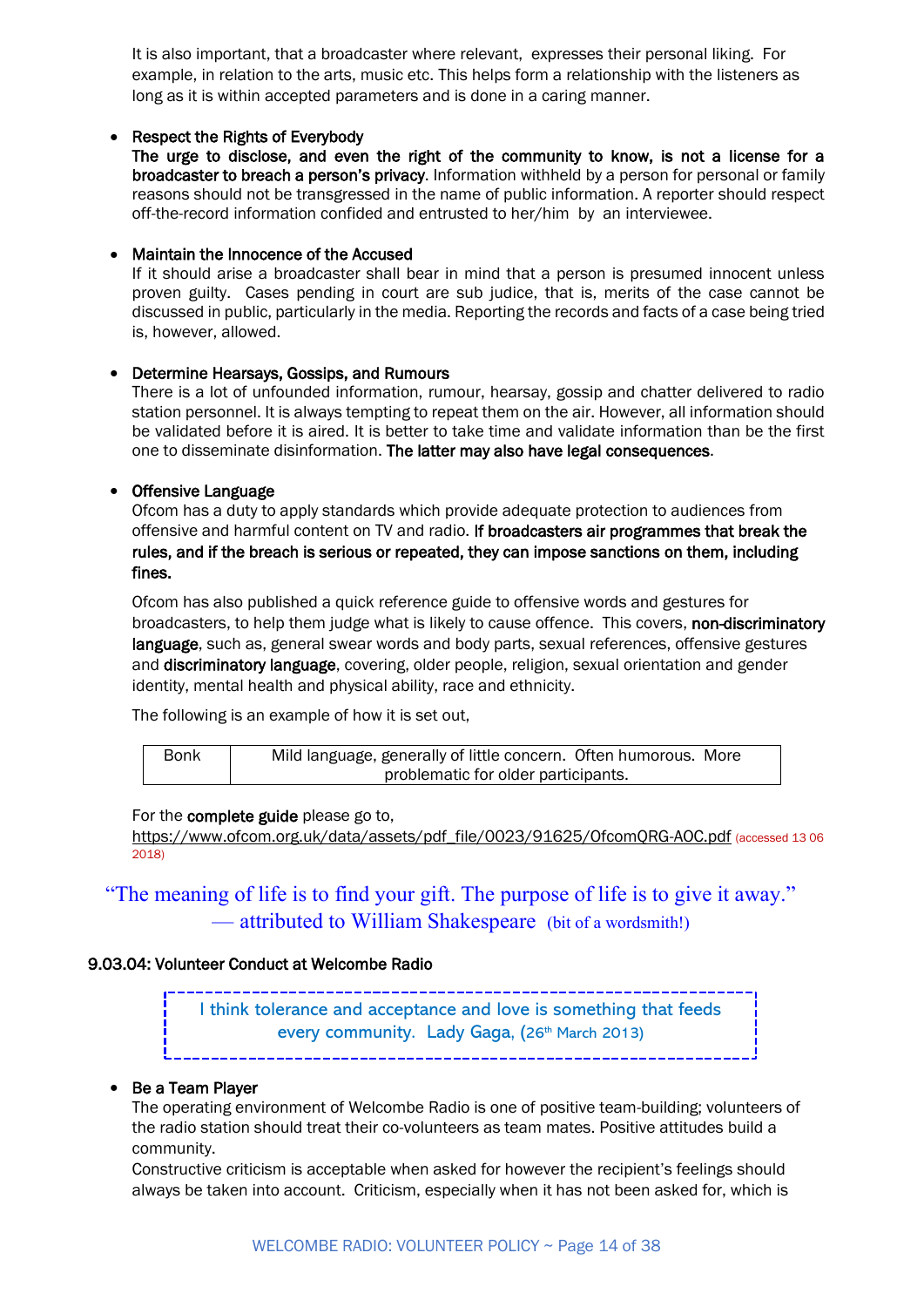It is also important, that a broadcaster where relevant, expresses their personal liking. For example, in relation to the arts, music etc. This helps form a relationship with the listeners as long as it is within accepted parameters and is done in a caring manner.

- Respect the Rights of Everybody
  **The urge to disclose, and even the right of the community to know, is not a license for a broadcaster to breach a person's privacy**. Information withheld by a person for personal or family reasons should not be transgressed in the name of public information. A reporter should respect off-the-record information confided and entrusted to her/him by an interviewee.

- Maintain the Innocence of the Accused
  If it should arise a broadcaster shall bear in mind that a person is presumed innocent unless proven guilty. Cases pending in court are sub judice, that is, merits of the case cannot be discussed in public, particularly in the media. Reporting the records and facts of a case being tried is, however, allowed.

- Determine Hearsays, Gossips, and Rumours
  There is a lot of unfounded information, rumour, hearsay, gossip and chatter delivered to radio station personnel. It is always tempting to repeat them on the air. However, all information should be validated before it is aired. It is better to take time and validate information than be the first one to disseminate disinformation. **The latter may also have legal consequences**.

- Offensive Language
  Ofcom has a duty to apply standards which provide adequate protection to audiences from offensive and harmful content on TV and radio. **If broadcasters air programmes that break the rules, and if the breach is serious or repeated, they can impose sanctions on them, including fines.**

  Ofcom has also published a quick reference guide to offensive words and gestures for broadcasters, to help them judge what is likely to cause offence. This covers, **non-discriminatory language**, such as, general swear words and body parts, sexual references, offensive gestures and **discriminatory language**, covering, older people, religion, sexual orientation and gender identity, mental health and physical ability, race and ethnicity.

  The following is an example of how it is set out,

  | Bonk | Mild language, generally of little concern. Often humorous. More problematic for older participants. |
  |---|---|

  For the **complete guide** please go to,
  https://www.ofcom.org.uk/data/assets/pdf_file/0023/91625/OfcomQRG-AOC.pdf (accessed 13 06 2018)

"The meaning of life is to find your gift. The purpose of life is to give it away."
— attributed to William Shakespeare (bit of a wordsmith!)

### 9.03.04: Volunteer Conduct at Welcombe Radio

I think tolerance and acceptance and love is something that feeds every community. Lady Gaga, (26th March 2013)

- Be a Team Player
  The operating environment of Welcombe Radio is one of positive team-building; volunteers of the radio station should treat their co-volunteers as team mates. Positive attitudes build a community.
  Constructive criticism is acceptable when asked for however the recipient's feelings should always be taken into account. Criticism, especially when it has not been asked for, which is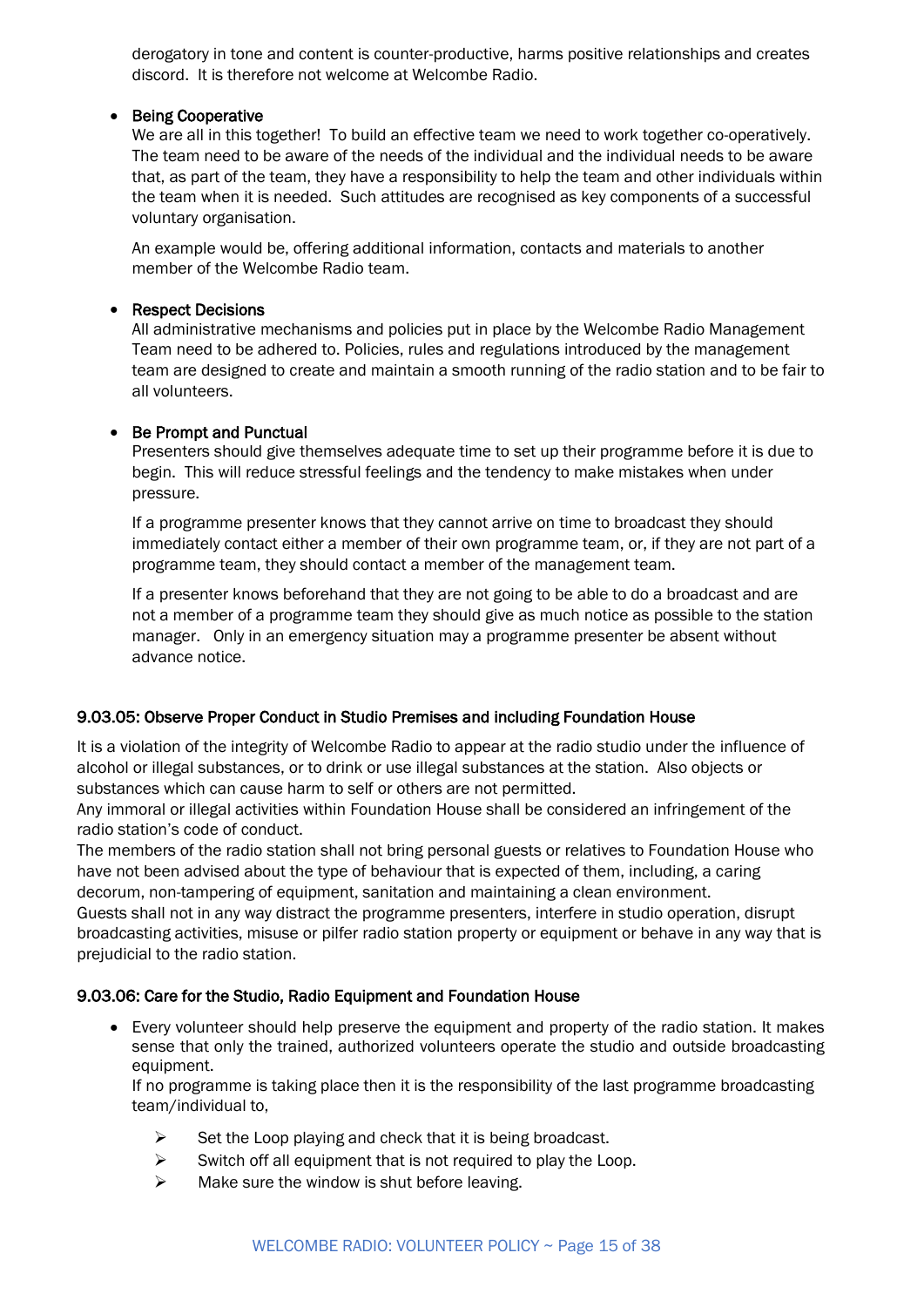derogatory in tone and content is counter-productive, harms positive relationships and creates discord. It is therefore not welcome at Welcombe Radio.

- **Being Cooperative**
  We are all in this together! To build an effective team we need to work together co-operatively. The team need to be aware of the needs of the individual and the individual needs to be aware that, as part of the team, they have a responsibility to help the team and other individuals within the team when it is needed. Such attitudes are recognised as key components of a successful voluntary organisation.

  An example would be, offering additional information, contacts and materials to another member of the Welcombe Radio team.

- **Respect Decisions**
  All administrative mechanisms and policies put in place by the Welcombe Radio Management Team need to be adhered to. Policies, rules and regulations introduced by the management team are designed to create and maintain a smooth running of the radio station and to be fair to all volunteers.

- **Be Prompt and Punctual**
  Presenters should give themselves adequate time to set up their programme before it is due to begin. This will reduce stressful feelings and the tendency to make mistakes when under pressure.

  If a programme presenter knows that they cannot arrive on time to broadcast they should immediately contact either a member of their own programme team, or, if they are not part of a programme team, they should contact a member of the management team.

  If a presenter knows beforehand that they are not going to be able to do a broadcast and are not a member of a programme team they should give as much notice as possible to the station manager. Only in an emergency situation may a programme presenter be absent without advance notice.

#### 9.03.05: Observe Proper Conduct in Studio Premises and including Foundation House

It is a violation of the integrity of Welcombe Radio to appear at the radio studio under the influence of alcohol or illegal substances, or to drink or use illegal substances at the station. Also objects or substances which can cause harm to self or others are not permitted.
Any immoral or illegal activities within Foundation House shall be considered an infringement of the radio station's code of conduct.
The members of the radio station shall not bring personal guests or relatives to Foundation House who have not been advised about the type of behaviour that is expected of them, including, a caring decorum, non-tampering of equipment, sanitation and maintaining a clean environment.
Guests shall not in any way distract the programme presenters, interfere in studio operation, disrupt broadcasting activities, misuse or pilfer radio station property or equipment or behave in any way that is prejudicial to the radio station.

#### 9.03.06: Care for the Studio, Radio Equipment and Foundation House

- Every volunteer should help preserve the equipment and property of the radio station. It makes sense that only the trained, authorized volunteers operate the studio and outside broadcasting equipment.
  If no programme is taking place then it is the responsibility of the last programme broadcasting team/individual to,

  - Set the Loop playing and check that it is being broadcast.
  - Switch off all equipment that is not required to play the Loop.
  - Make sure the window is shut before leaving.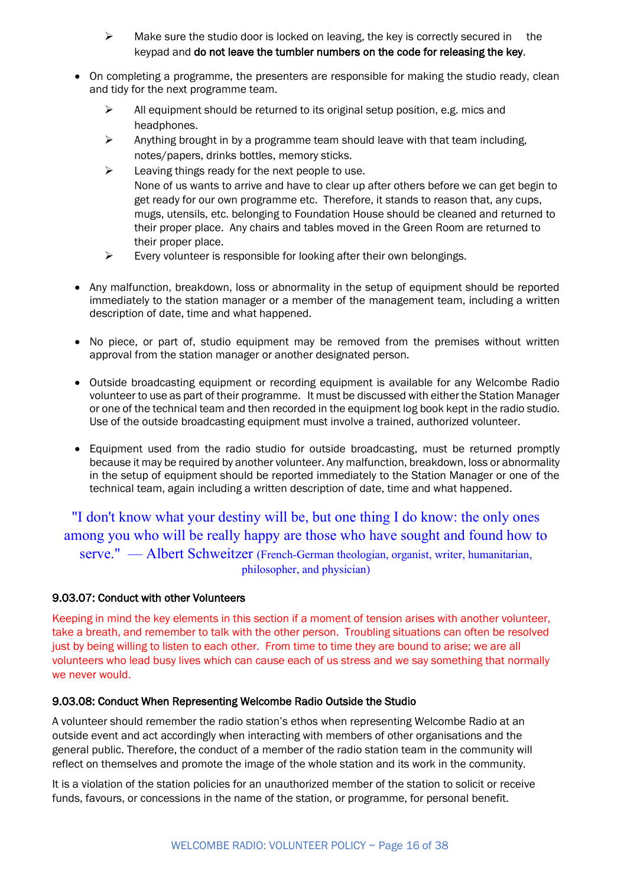- Make sure the studio door is locked on leaving, the key is correctly secured in the keypad and **do not leave the tumbler numbers on the code for releasing the key**.

- On completing a programme, the presenters are responsible for making the studio ready, clean and tidy for the next programme team.
   - All equipment should be returned to its original setup position, e.g. mics and headphones.
   - Anything brought in by a programme team should leave with that team including, notes/papers, drinks bottles, memory sticks.
   - Leaving things ready for the next people to use.
     None of us wants to arrive and have to clear up after others before we can get begin to get ready for our own programme etc. Therefore, it stands to reason that, any cups, mugs, utensils, etc. belonging to Foundation House should be cleaned and returned to their proper place. Any chairs and tables moved in the Green Room are returned to their proper place.
   - Every volunteer is responsible for looking after their own belongings.

- Any malfunction, breakdown, loss or abnormality in the setup of equipment should be reported immediately to the station manager or a member of the management team, including a written description of date, time and what happened.

- No piece, or part of, studio equipment may be removed from the premises without written approval from the station manager or another designated person.

- Outside broadcasting equipment or recording equipment is available for any Welcombe Radio volunteer to use as part of their programme. It must be discussed with either the Station Manager or one of the technical team and then recorded in the equipment log book kept in the radio studio. Use of the outside broadcasting equipment must involve a trained, authorized volunteer.

- Equipment used from the radio studio for outside broadcasting, must be returned promptly because it may be required by another volunteer. Any malfunction, breakdown, loss or abnormality in the setup of equipment should be reported immediately to the Station Manager or one of the technical team, again including a written description of date, time and what happened.

"I don't know what your destiny will be, but one thing I do know: the only ones among you who will be really happy are those who have sought and found how to serve." — Albert Schweitzer (French-German theologian, organist, writer, humanitarian, philosopher, and physician)

### 9.03.07: Conduct with other Volunteers

Keeping in mind the key elements in this section if a moment of tension arises with another volunteer, take a breath, and remember to talk with the other person. Troubling situations can often be resolved just by being willing to listen to each other. From time to time they are bound to arise; we are all volunteers who lead busy lives which can cause each of us stress and we say something that normally we never would.

### 9.03.08: Conduct When Representing Welcombe Radio Outside the Studio

A volunteer should remember the radio station's ethos when representing Welcombe Radio at an outside event and act accordingly when interacting with members of other organisations and the general public. Therefore, the conduct of a member of the radio station team in the community will reflect on themselves and promote the image of the whole station and its work in the community.

It is a violation of the station policies for an unauthorized member of the station to solicit or receive funds, favours, or concessions in the name of the station, or programme, for personal benefit.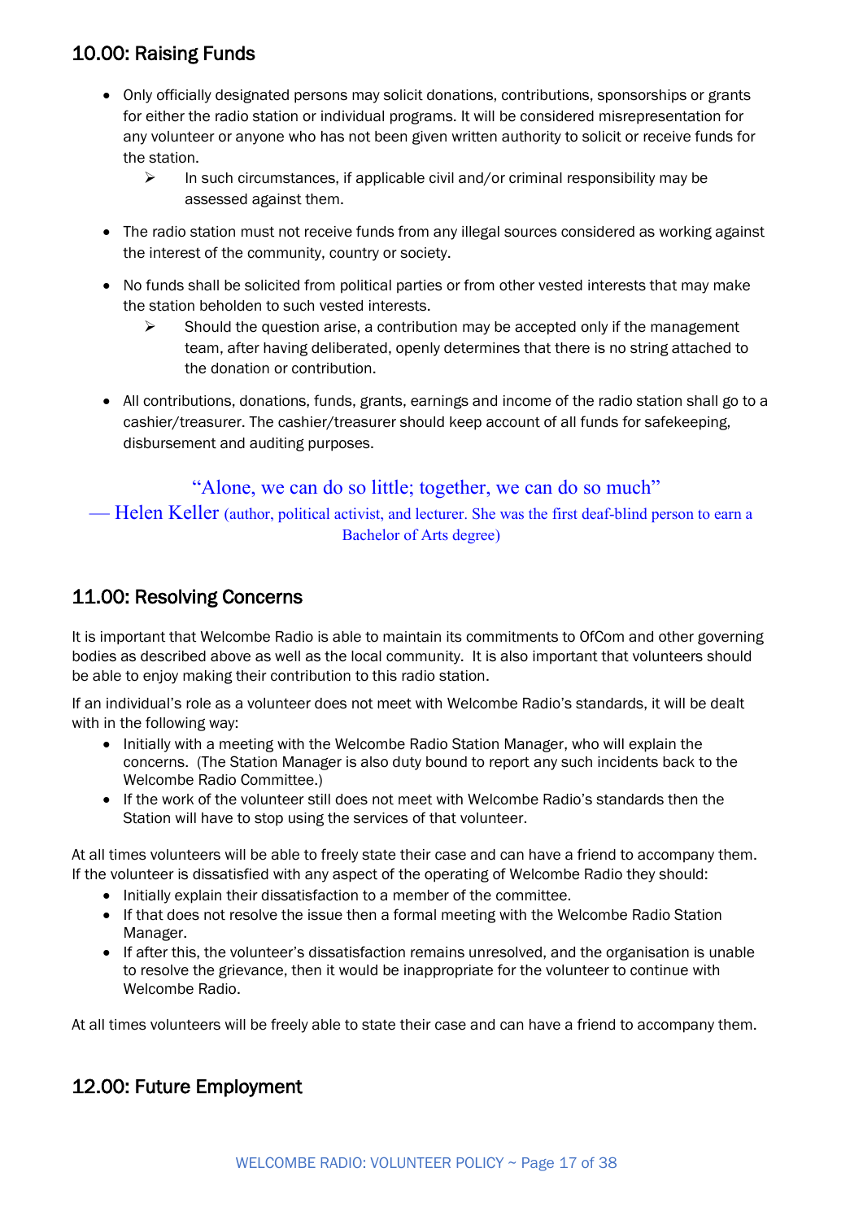## 10.00: Raising Funds

- Only officially designated persons may solicit donations, contributions, sponsorships or grants for either the radio station or individual programs. It will be considered misrepresentation for any volunteer or anyone who has not been given written authority to solicit or receive funds for the station.
    - In such circumstances, if applicable civil and/or criminal responsibility may be assessed against them.
- The radio station must not receive funds from any illegal sources considered as working against the interest of the community, country or society.
- No funds shall be solicited from political parties or from other vested interests that may make the station beholden to such vested interests.
    - Should the question arise, a contribution may be accepted only if the management team, after having deliberated, openly determines that there is no string attached to the donation or contribution.
- All contributions, donations, funds, grants, earnings and income of the radio station shall go to a cashier/treasurer. The cashier/treasurer should keep account of all funds for safekeeping, disbursement and auditing purposes.

"Alone, we can do so little; together, we can do so much"
— Helen Keller (author, political activist, and lecturer. She was the first deaf-blind person to earn a Bachelor of Arts degree)

## 11.00: Resolving Concerns

It is important that Welcombe Radio is able to maintain its commitments to OfCom and other governing bodies as described above as well as the local community. It is also important that volunteers should be able to enjoy making their contribution to this radio station.

If an individual's role as a volunteer does not meet with Welcombe Radio's standards, it will be dealt with in the following way:

- Initially with a meeting with the Welcombe Radio Station Manager, who will explain the concerns. (The Station Manager is also duty bound to report any such incidents back to the Welcombe Radio Committee.)
- If the work of the volunteer still does not meet with Welcombe Radio's standards then the Station will have to stop using the services of that volunteer.

At all times volunteers will be able to freely state their case and can have a friend to accompany them. If the volunteer is dissatisfied with any aspect of the operating of Welcombe Radio they should:

- Initially explain their dissatisfaction to a member of the committee.
- If that does not resolve the issue then a formal meeting with the Welcombe Radio Station Manager.
- If after this, the volunteer's dissatisfaction remains unresolved, and the organisation is unable to resolve the grievance, then it would be inappropriate for the volunteer to continue with Welcombe Radio.

At all times volunteers will be freely able to state their case and can have a friend to accompany them.

## 12.00: Future Employment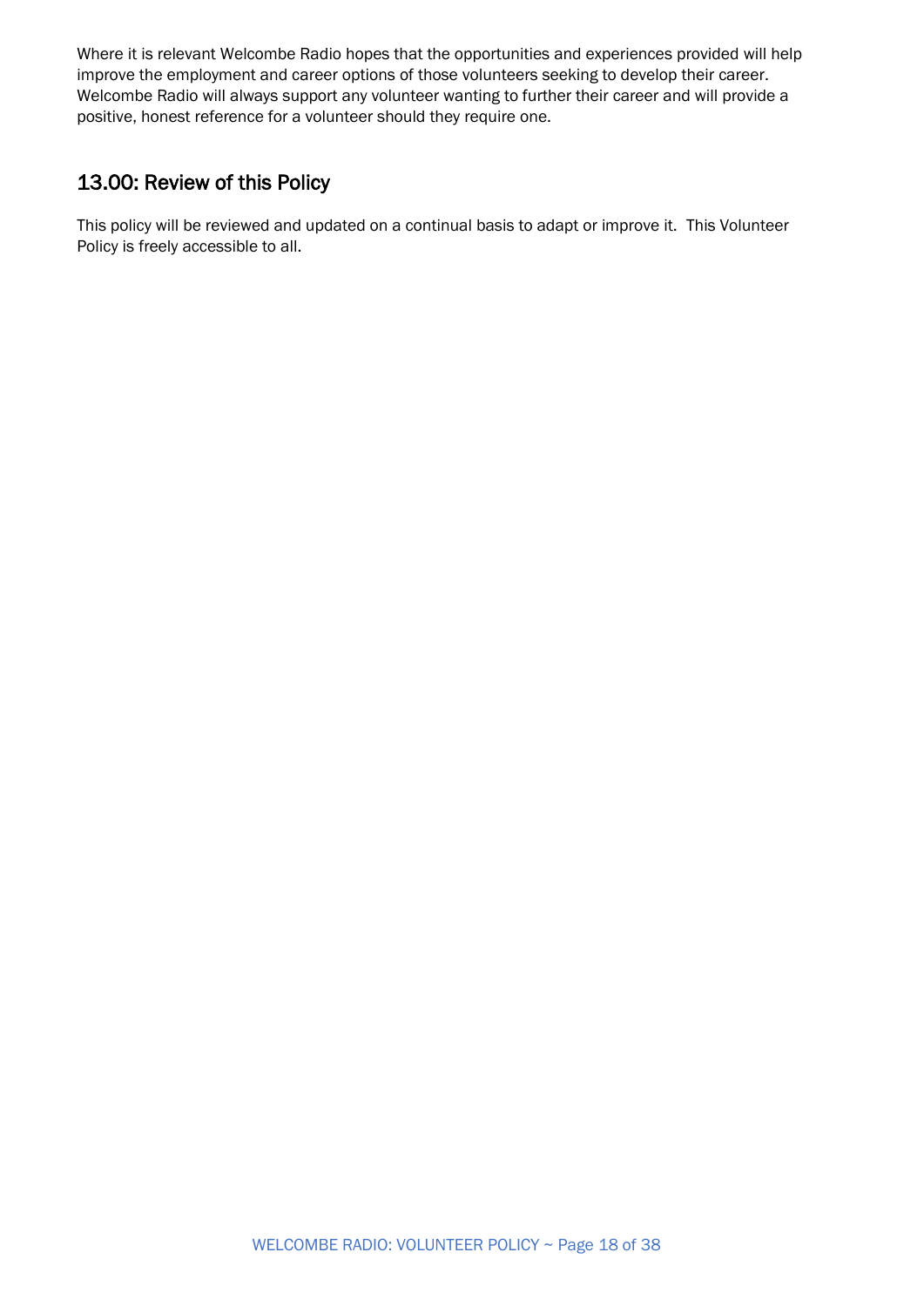Where it is relevant Welcombe Radio hopes that the opportunities and experiences provided will help improve the employment and career options of those volunteers seeking to develop their career. Welcombe Radio will always support any volunteer wanting to further their career and will provide a positive, honest reference for a volunteer should they require one.

## 13.00: Review of this Policy

This policy will be reviewed and updated on a continual basis to adapt or improve it. This Volunteer Policy is freely accessible to all.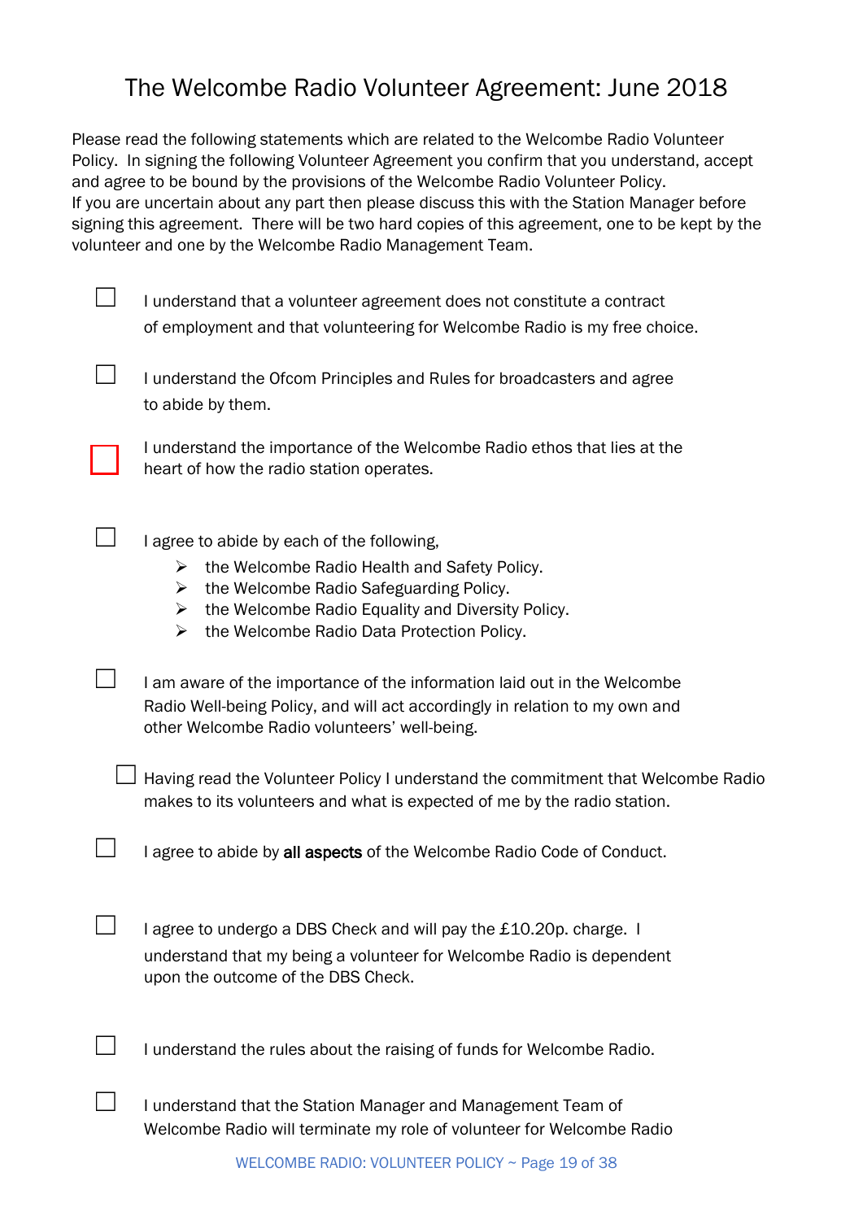# The Welcombe Radio Volunteer Agreement: June 2018

Please read the following statements which are related to the Welcombe Radio Volunteer Policy. In signing the following Volunteer Agreement you confirm that you understand, accept and agree to be bound by the provisions of the Welcombe Radio Volunteer Policy.
If you are uncertain about any part then please discuss this with the Station Manager before signing this agreement. There will be two hard copies of this agreement, one to be kept by the volunteer and one by the Welcombe Radio Management Team.

- [ ] I understand that a volunteer agreement does not constitute a contract of employment and that volunteering for Welcombe Radio is my free choice.

- [ ] I understand the Ofcom Principles and Rules for broadcasters and agree to abide by them.

- [ ] I understand the importance of the Welcombe Radio ethos that lies at the heart of how the radio station operates.

- [ ] I agree to abide by each of the following,
  - the Welcombe Radio Health and Safety Policy.
  - the Welcombe Radio Safeguarding Policy.
  - the Welcombe Radio Equality and Diversity Policy.
  - the Welcombe Radio Data Protection Policy.

- [ ] I am aware of the importance of the information laid out in the Welcombe Radio Well-being Policy, and will act accordingly in relation to my own and other Welcombe Radio volunteers' well-being.

- [ ] Having read the Volunteer Policy I understand the commitment that Welcombe Radio makes to its volunteers and what is expected of me by the radio station.

- [ ] I agree to abide by **all aspects** of the Welcombe Radio Code of Conduct.

- [ ] I agree to undergo a DBS Check and will pay the £10.20p. charge. I understand that my being a volunteer for Welcombe Radio is dependent upon the outcome of the DBS Check.

- [ ] I understand the rules about the raising of funds for Welcombe Radio.

- [ ] I understand that the Station Manager and Management Team of Welcombe Radio will terminate my role of volunteer for Welcombe Radio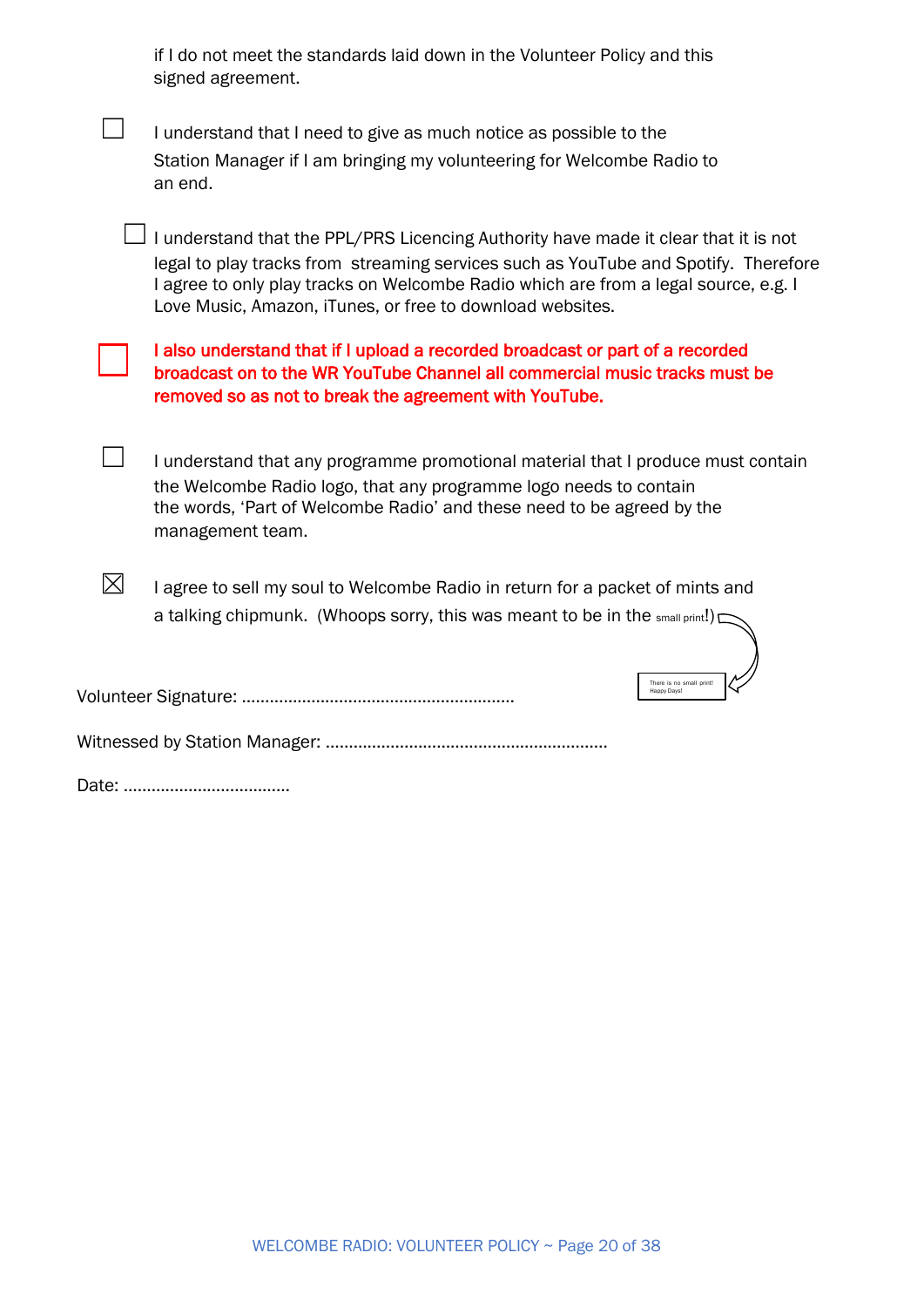if I do not meet the standards laid down in the Volunteer Policy and this signed agreement.

☐ I understand that I need to give as much notice as possible to the Station Manager if I am bringing my volunteering for Welcombe Radio to an end.

☐ I understand that the PPL/PRS Licencing Authority have made it clear that it is not legal to play tracks from streaming services such as YouTube and Spotify. Therefore I agree to only play tracks on Welcombe Radio which are from a legal source, e.g. I Love Music, Amazon, iTunes, or free to download websites.

☐ **I also understand that if I upload a recorded broadcast or part of a recorded broadcast on to the WR YouTube Channel all commercial music tracks must be removed so as not to break the agreement with YouTube.**

☐ I understand that any programme promotional material that I produce must contain the Welcombe Radio logo, that any programme logo needs to contain the words, 'Part of Welcombe Radio' and these need to be agreed by the management team.

☒ I agree to sell my soul to Welcombe Radio in return for a packet of mints and a talking chipmunk. (Whoops sorry, this was meant to be in the small print!)

There is no small print! Happy Days!

Volunteer Signature: ..........................................................

Witnessed by Station Manager: ............................................................

Date: ...................................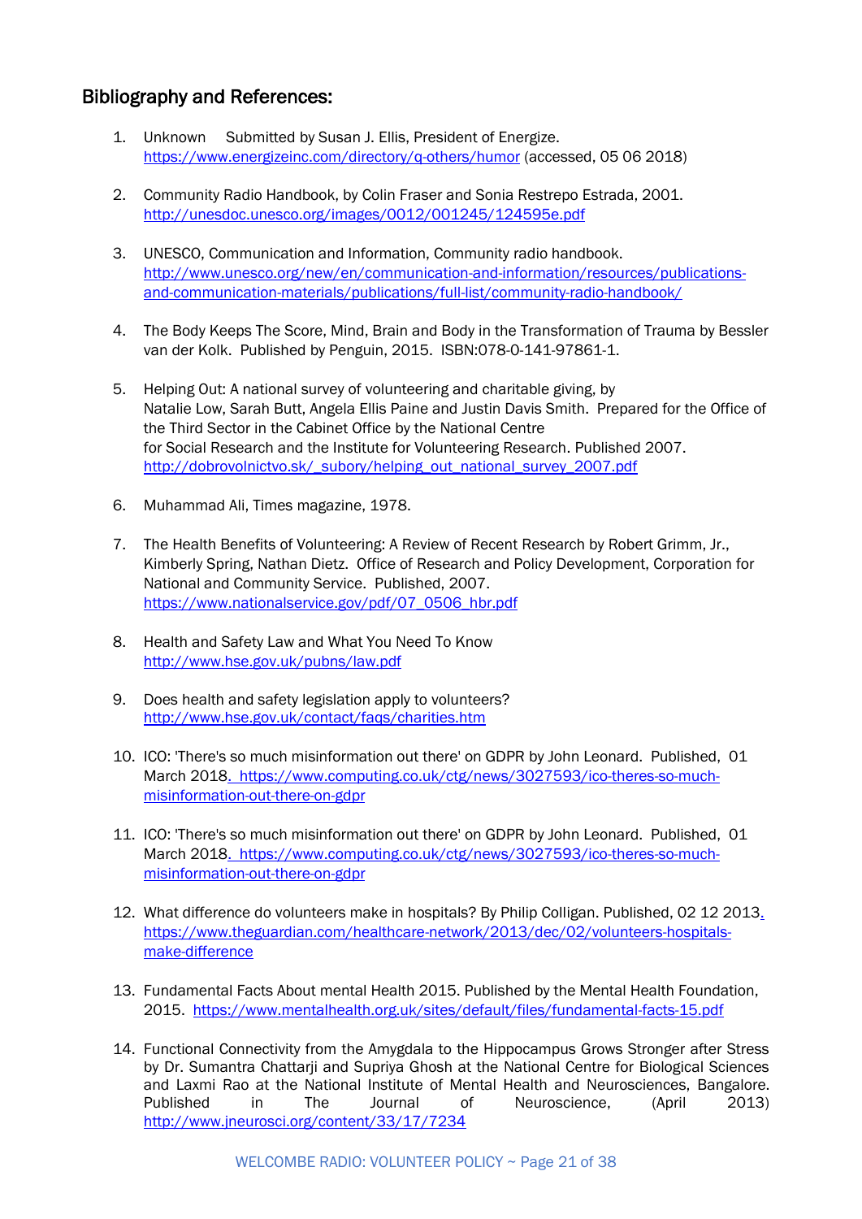## Bibliography and References:

1. Unknown Submitted by Susan J. Ellis, President of Energize. https://www.energizeinc.com/directory/q-others/humor (accessed, 05 06 2018)

2. Community Radio Handbook, by Colin Fraser and Sonia Restrepo Estrada, 2001. http://unesdoc.unesco.org/images/0012/001245/124595e.pdf

3. UNESCO, Communication and Information, Community radio handbook. http://www.unesco.org/new/en/communication-and-information/resources/publications-and-communication-materials/publications/full-list/community-radio-handbook/

4. The Body Keeps The Score, Mind, Brain and Body in the Transformation of Trauma by Bessler van der Kolk. Published by Penguin, 2015. ISBN:078-0-141-97861-1.

5. Helping Out: A national survey of volunteering and charitable giving, by Natalie Low, Sarah Butt, Angela Ellis Paine and Justin Davis Smith. Prepared for the Office of the Third Sector in the Cabinet Office by the National Centre for Social Research and the Institute for Volunteering Research. Published 2007. http://dobrovolnictvo.sk/_subory/helping_out_national_survey_2007.pdf

6. Muhammad Ali, Times magazine, 1978.

7. The Health Benefits of Volunteering: A Review of Recent Research by Robert Grimm, Jr., Kimberly Spring, Nathan Dietz. Office of Research and Policy Development, Corporation for National and Community Service. Published, 2007. https://www.nationalservice.gov/pdf/07_0506_hbr.pdf

8. Health and Safety Law and What You Need To Know http://www.hse.gov.uk/pubns/law.pdf

9. Does health and safety legislation apply to volunteers? http://www.hse.gov.uk/contact/faqs/charities.htm

10. ICO: 'There's so much misinformation out there' on GDPR by John Leonard. Published, 01 March 2018. https://www.computing.co.uk/ctg/news/3027593/ico-theres-so-much-misinformation-out-there-on-gdpr

11. ICO: 'There's so much misinformation out there' on GDPR by John Leonard. Published, 01 March 2018. https://www.computing.co.uk/ctg/news/3027593/ico-theres-so-much-misinformation-out-there-on-gdpr

12. What difference do volunteers make in hospitals? By Philip Colligan. Published, 02 12 2013. https://www.theguardian.com/healthcare-network/2013/dec/02/volunteers-hospitals-make-difference

13. Fundamental Facts About mental Health 2015. Published by the Mental Health Foundation, 2015. https://www.mentalhealth.org.uk/sites/default/files/fundamental-facts-15.pdf

14. Functional Connectivity from the Amygdala to the Hippocampus Grows Stronger after Stress by Dr. Sumantra Chattarji and Supriya Ghosh at the National Centre for Biological Sciences and Laxmi Rao at the National Institute of Mental Health and Neurosciences, Bangalore. Published in The Journal of Neuroscience, (April 2013) http://www.jneurosci.org/content/33/17/7234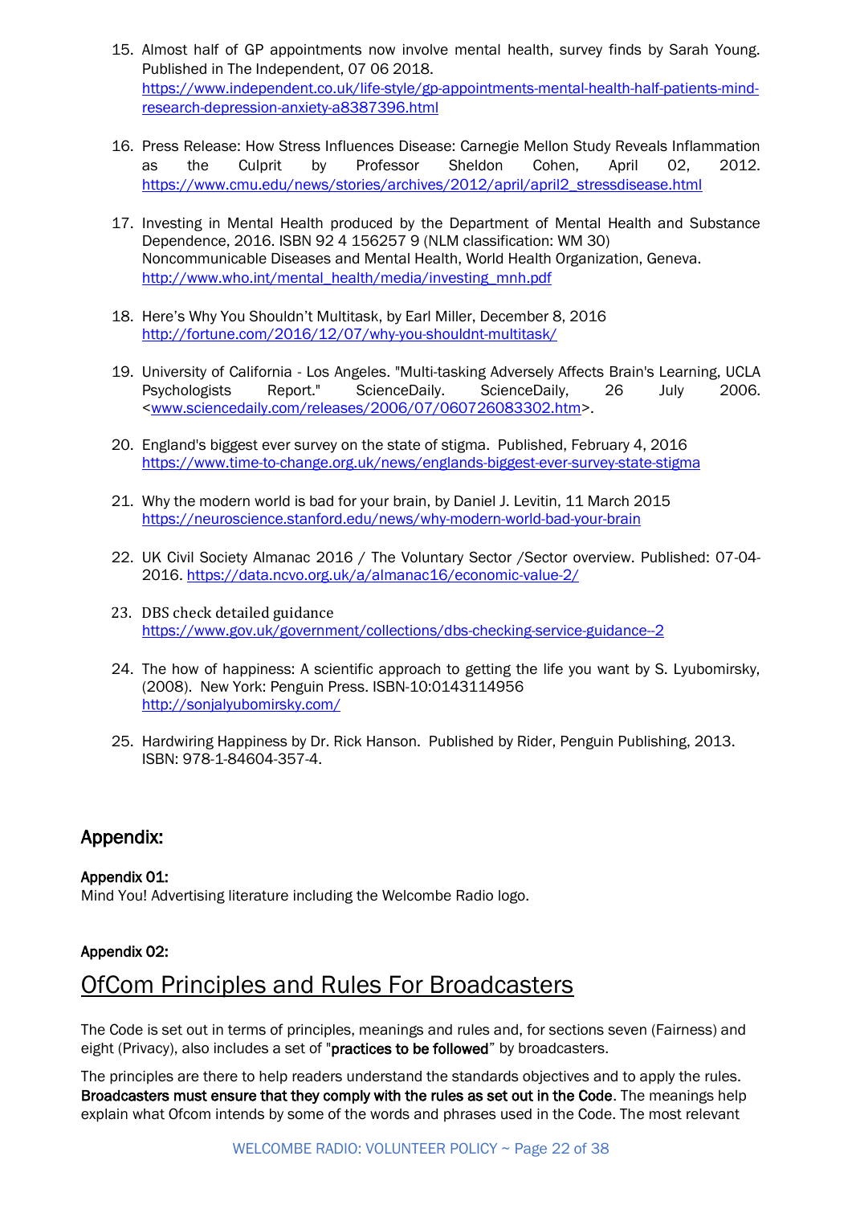15. Almost half of GP appointments now involve mental health, survey finds by Sarah Young. Published in The Independent, 07 06 2018. https://www.independent.co.uk/life-style/gp-appointments-mental-health-half-patients-mind-research-depression-anxiety-a8387396.html

16. Press Release: How Stress Influences Disease: Carnegie Mellon Study Reveals Inflammation as the Culprit by Professor Sheldon Cohen, April 02, 2012. https://www.cmu.edu/news/stories/archives/2012/april/april2_stressdisease.html

17. Investing in Mental Health produced by the Department of Mental Health and Substance Dependence, 2016. ISBN 92 4 156257 9 (NLM classification: WM 30) Noncommunicable Diseases and Mental Health, World Health Organization, Geneva. http://www.who.int/mental_health/media/investing_mnh.pdf

18. Here's Why You Shouldn't Multitask, by Earl Miller, December 8, 2016 http://fortune.com/2016/12/07/why-you-shouldnt-multitask/

19. University of California - Los Angeles. "Multi-tasking Adversely Affects Brain's Learning, UCLA Psychologists Report." ScienceDaily. ScienceDaily, 26 July 2006. <www.sciencedaily.com/releases/2006/07/060726083302.htm>.

20. England's biggest ever survey on the state of stigma. Published, February 4, 2016 https://www.time-to-change.org.uk/news/englands-biggest-ever-survey-state-stigma

21. Why the modern world is bad for your brain, by Daniel J. Levitin, 11 March 2015 https://neuroscience.stanford.edu/news/why-modern-world-bad-your-brain

22. UK Civil Society Almanac 2016 / The Voluntary Sector /Sector overview. Published: 07-04-2016. https://data.ncvo.org.uk/a/almanac16/economic-value-2/

23. DBS check detailed guidance https://www.gov.uk/government/collections/dbs-checking-service-guidance--2

24. The how of happiness: A scientific approach to getting the life you want by S. Lyubomirsky, (2008). New York: Penguin Press. ISBN-10:0143114956 http://sonjalyubomirsky.com/

25. Hardwiring Happiness by Dr. Rick Hanson. Published by Rider, Penguin Publishing, 2013. ISBN: 978-1-84604-357-4.

## Appendix:

**Appendix 01:**
Mind You! Advertising literature including the Welcombe Radio logo.

**Appendix 02:**

# OfCom Principles and Rules For Broadcasters

The Code is set out in terms of principles, meanings and rules and, for sections seven (Fairness) and eight (Privacy), also includes a set of "**practices to be followed**" by broadcasters.

The principles are there to help readers understand the standards objectives and to apply the rules. **Broadcasters must ensure that they comply with the rules as set out in the Code**. The meanings help explain what Ofcom intends by some of the words and phrases used in the Code. The most relevant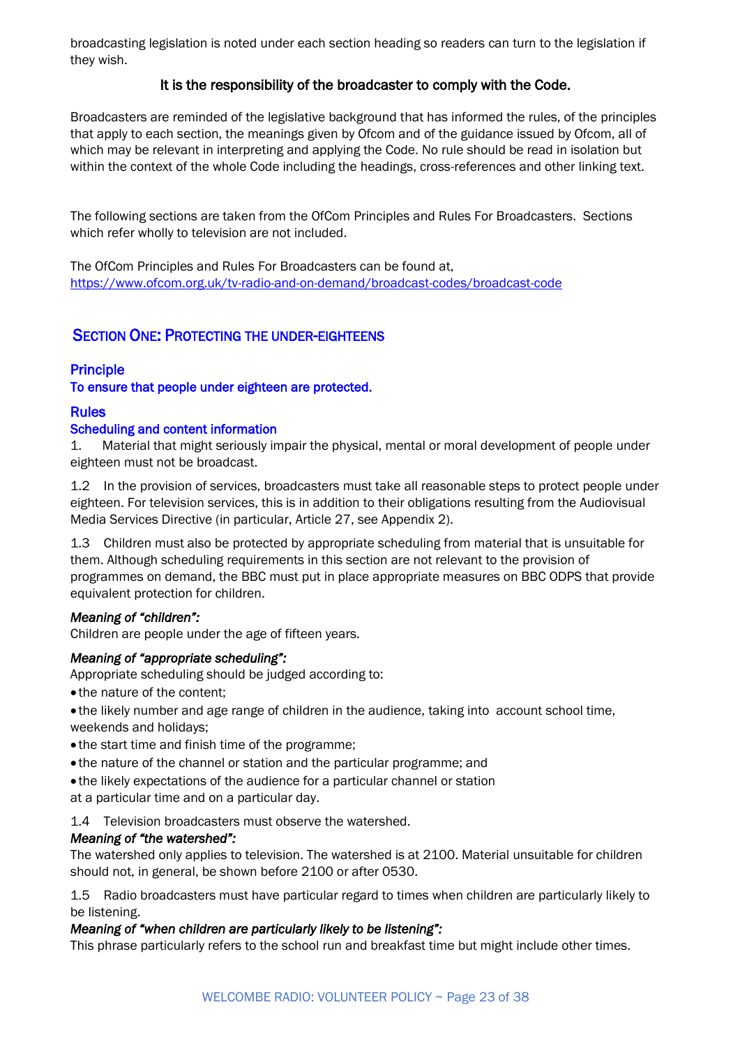broadcasting legislation is noted under each section heading so readers can turn to the legislation if they wish.

**It is the responsibility of the broadcaster to comply with the Code.**

Broadcasters are reminded of the legislative background that has informed the rules, of the principles that apply to each section, the meanings given by Ofcom and of the guidance issued by Ofcom, all of which may be relevant in interpreting and applying the Code. No rule should be read in isolation but within the context of the whole Code including the headings, cross-references and other linking text.

The following sections are taken from the OfCom Principles and Rules For Broadcasters. Sections which refer wholly to television are not included.

The OfCom Principles and Rules For Broadcasters can be found at, [https://www.ofcom.org.uk/tv-radio-and-on-demand/broadcast-codes/broadcast-code](https://www.ofcom.org.uk/tv-radio-and-on-demand/broadcast-codes/broadcast-code)

## Section One: Protecting the under-eighteens

### Principle

**To ensure that people under eighteen are protected.**

### Rules

#### Scheduling and content information

1. Material that might seriously impair the physical, mental or moral development of people under eighteen must not be broadcast.

1.2 In the provision of services, broadcasters must take all reasonable steps to protect people under eighteen. For television services, this is in addition to their obligations resulting from the Audiovisual Media Services Directive (in particular, Article 27, see Appendix 2).

1.3 Children must also be protected by appropriate scheduling from material that is unsuitable for them. Although scheduling requirements in this section are not relevant to the provision of programmes on demand, the BBC must put in place appropriate measures on BBC ODPS that provide equivalent protection for children.

***Meaning of "children":***
Children are people under the age of fifteen years.

***Meaning of "appropriate scheduling":***
Appropriate scheduling should be judged according to:

- the nature of the content;
- the likely number and age range of children in the audience, taking into account school time, weekends and holidays;
- the start time and finish time of the programme;
- the nature of the channel or station and the particular programme; and
- the likely expectations of the audience for a particular channel or station at a particular time and on a particular day.

1.4 Television broadcasters must observe the watershed.

***Meaning of "the watershed":***
The watershed only applies to television. The watershed is at 2100. Material unsuitable for children should not, in general, be shown before 2100 or after 0530.

1.5 Radio broadcasters must have particular regard to times when children are particularly likely to be listening.

***Meaning of "when children are particularly likely to be listening":***
This phrase particularly refers to the school run and breakfast time but might include other times.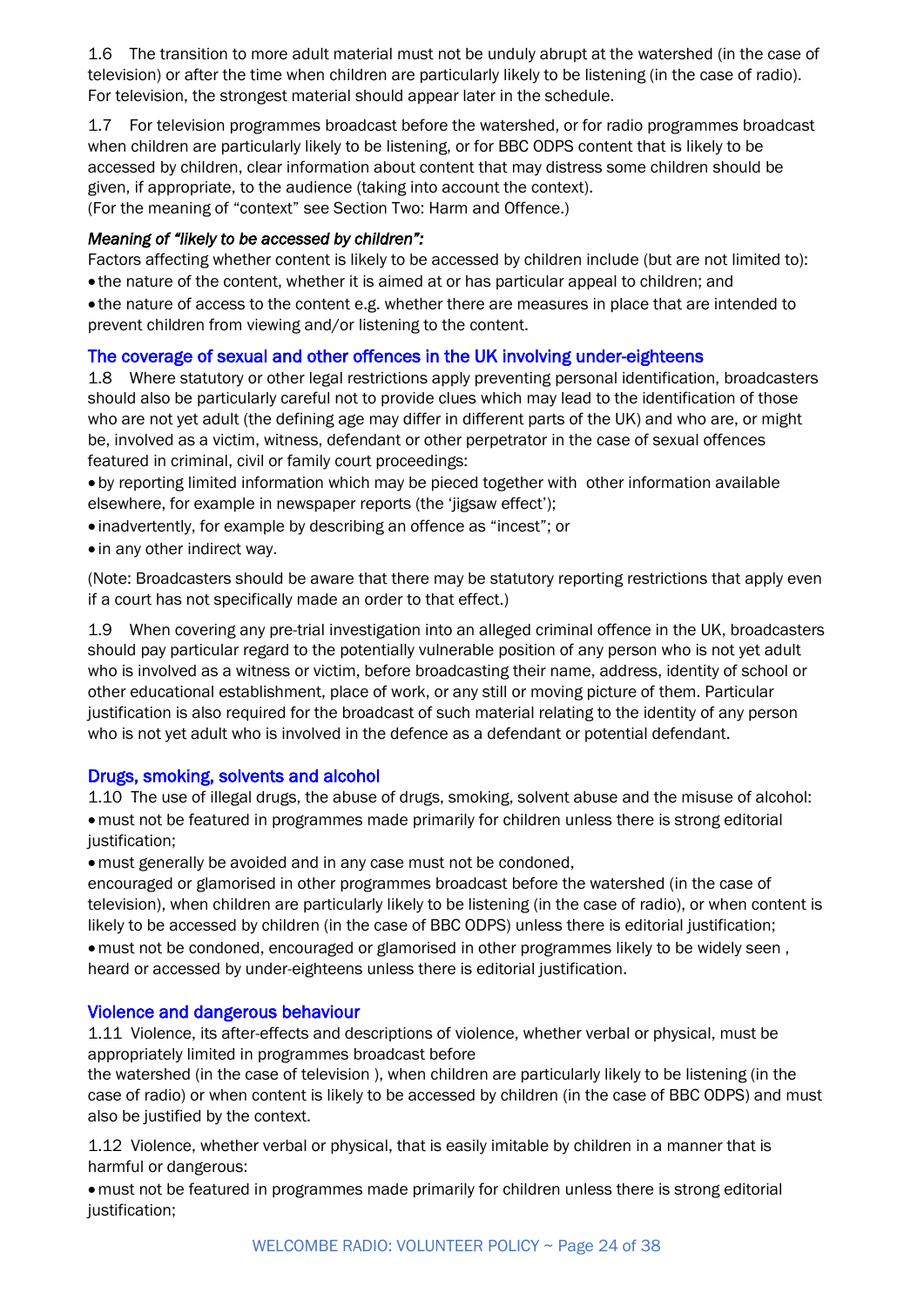1.6 The transition to more adult material must not be unduly abrupt at the watershed (in the case of television) or after the time when children are particularly likely to be listening (in the case of radio). For television, the strongest material should appear later in the schedule.

1.7 For television programmes broadcast before the watershed, or for radio programmes broadcast when children are particularly likely to be listening, or for BBC ODPS content that is likely to be accessed by children, clear information about content that may distress some children should be given, if appropriate, to the audience (taking into account the context).
(For the meaning of "context" see Section Two: Harm and Offence.)

***Meaning of "likely to be accessed by children":***

Factors affecting whether content is likely to be accessed by children include (but are not limited to):

- the nature of the content, whether it is aimed at or has particular appeal to children; and
- the nature of access to the content e.g. whether there are measures in place that are intended to prevent children from viewing and/or listening to the content.

## The coverage of sexual and other offences in the UK involving under-eighteens

1.8 Where statutory or other legal restrictions apply preventing personal identification, broadcasters should also be particularly careful not to provide clues which may lead to the identification of those who are not yet adult (the defining age may differ in different parts of the UK) and who are, or might be, involved as a victim, witness, defendant or other perpetrator in the case of sexual offences featured in criminal, civil or family court proceedings:

- by reporting limited information which may be pieced together with other information available elsewhere, for example in newspaper reports (the 'jigsaw effect');
- inadvertently, for example by describing an offence as "incest"; or
- in any other indirect way.

(Note: Broadcasters should be aware that there may be statutory reporting restrictions that apply even if a court has not specifically made an order to that effect.)

1.9 When covering any pre-trial investigation into an alleged criminal offence in the UK, broadcasters should pay particular regard to the potentially vulnerable position of any person who is not yet adult who is involved as a witness or victim, before broadcasting their name, address, identity of school or other educational establishment, place of work, or any still or moving picture of them. Particular justification is also required for the broadcast of such material relating to the identity of any person who is not yet adult who is involved in the defence as a defendant or potential defendant.

## Drugs, smoking, solvents and alcohol

1.10 The use of illegal drugs, the abuse of drugs, smoking, solvent abuse and the misuse of alcohol:

- must not be featured in programmes made primarily for children unless there is strong editorial justification;
- must generally be avoided and in any case must not be condoned, encouraged or glamorised in other programmes broadcast before the watershed (in the case of television), when children are particularly likely to be listening (in the case of radio), or when content is likely to be accessed by children (in the case of BBC ODPS) unless there is editorial justification;
- must not be condoned, encouraged or glamorised in other programmes likely to be widely seen , heard or accessed by under-eighteens unless there is editorial justification.

## Violence and dangerous behaviour

1.11 Violence, its after-effects and descriptions of violence, whether verbal or physical, must be appropriately limited in programmes broadcast before the watershed (in the case of television ), when children are particularly likely to be listening (in the case of radio) or when content is likely to be accessed by children (in the case of BBC ODPS) and must also be justified by the context.

1.12 Violence, whether verbal or physical, that is easily imitable by children in a manner that is harmful or dangerous:

- must not be featured in programmes made primarily for children unless there is strong editorial justification;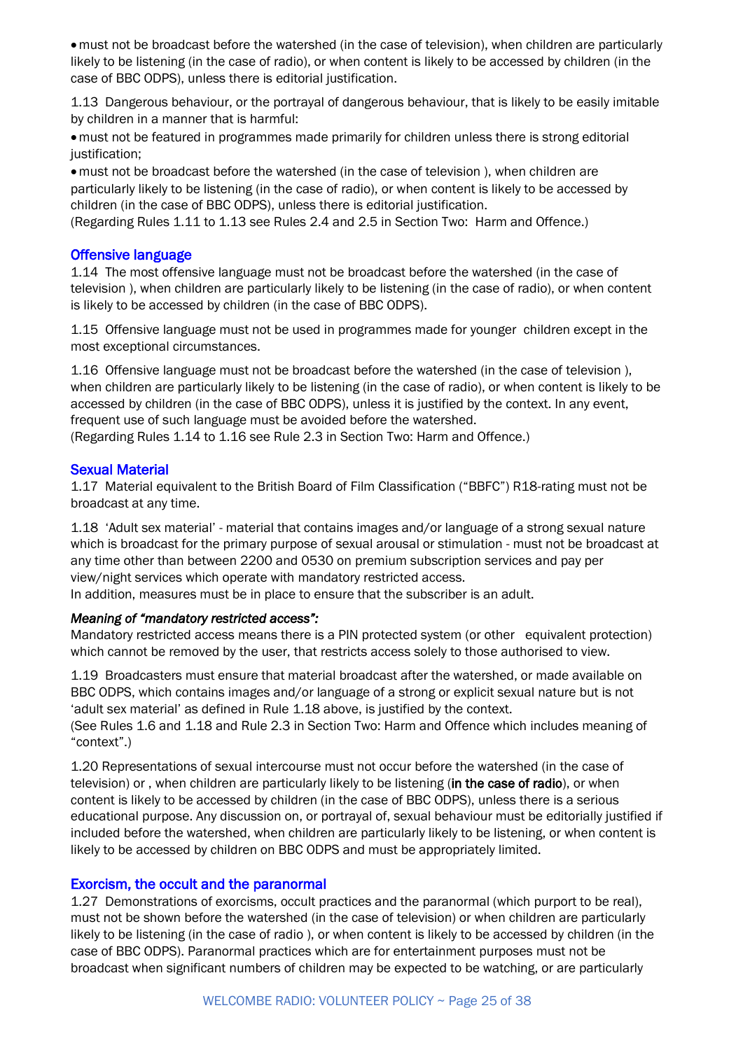- must not be broadcast before the watershed (in the case of television), when children are particularly likely to be listening (in the case of radio), or when content is likely to be accessed by children (in the case of BBC ODPS), unless there is editorial justification.

1.13 Dangerous behaviour, or the portrayal of dangerous behaviour, that is likely to be easily imitable by children in a manner that is harmful:

- must not be featured in programmes made primarily for children unless there is strong editorial justification;
- must not be broadcast before the watershed (in the case of television ), when children are particularly likely to be listening (in the case of radio), or when content is likely to be accessed by children (in the case of BBC ODPS), unless there is editorial justification.

(Regarding Rules 1.11 to 1.13 see Rules 2.4 and 2.5 in Section Two: Harm and Offence.)

## Offensive language

1.14 The most offensive language must not be broadcast before the watershed (in the case of television ), when children are particularly likely to be listening (in the case of radio), or when content is likely to be accessed by children (in the case of BBC ODPS).

1.15 Offensive language must not be used in programmes made for younger children except in the most exceptional circumstances.

1.16 Offensive language must not be broadcast before the watershed (in the case of television ), when children are particularly likely to be listening (in the case of radio), or when content is likely to be accessed by children (in the case of BBC ODPS), unless it is justified by the context. In any event, frequent use of such language must be avoided before the watershed.
(Regarding Rules 1.14 to 1.16 see Rule 2.3 in Section Two: Harm and Offence.)

## Sexual Material

1.17 Material equivalent to the British Board of Film Classification ("BBFC") R18-rating must not be broadcast at any time.

1.18 'Adult sex material' - material that contains images and/or language of a strong sexual nature which is broadcast for the primary purpose of sexual arousal or stimulation - must not be broadcast at any time other than between 2200 and 0530 on premium subscription services and pay per view/night services which operate with mandatory restricted access.
In addition, measures must be in place to ensure that the subscriber is an adult.

***Meaning of "mandatory restricted access":***
Mandatory restricted access means there is a PIN protected system (or other equivalent protection) which cannot be removed by the user, that restricts access solely to those authorised to view.

1.19 Broadcasters must ensure that material broadcast after the watershed, or made available on BBC ODPS, which contains images and/or language of a strong or explicit sexual nature but is not 'adult sex material' as defined in Rule 1.18 above, is justified by the context.
(See Rules 1.6 and 1.18 and Rule 2.3 in Section Two: Harm and Offence which includes meaning of "context".)

1.20 Representations of sexual intercourse must not occur before the watershed (in the case of television) or , when children are particularly likely to be listening (**in the case of radio**), or when content is likely to be accessed by children (in the case of BBC ODPS), unless there is a serious educational purpose. Any discussion on, or portrayal of, sexual behaviour must be editorially justified if included before the watershed, when children are particularly likely to be listening, or when content is likely to be accessed by children on BBC ODPS and must be appropriately limited.

## Exorcism, the occult and the paranormal

1.27 Demonstrations of exorcisms, occult practices and the paranormal (which purport to be real), must not be shown before the watershed (in the case of television) or when children are particularly likely to be listening (in the case of radio ), or when content is likely to be accessed by children (in the case of BBC ODPS). Paranormal practices which are for entertainment purposes must not be broadcast when significant numbers of children may be expected to be watching, or are particularly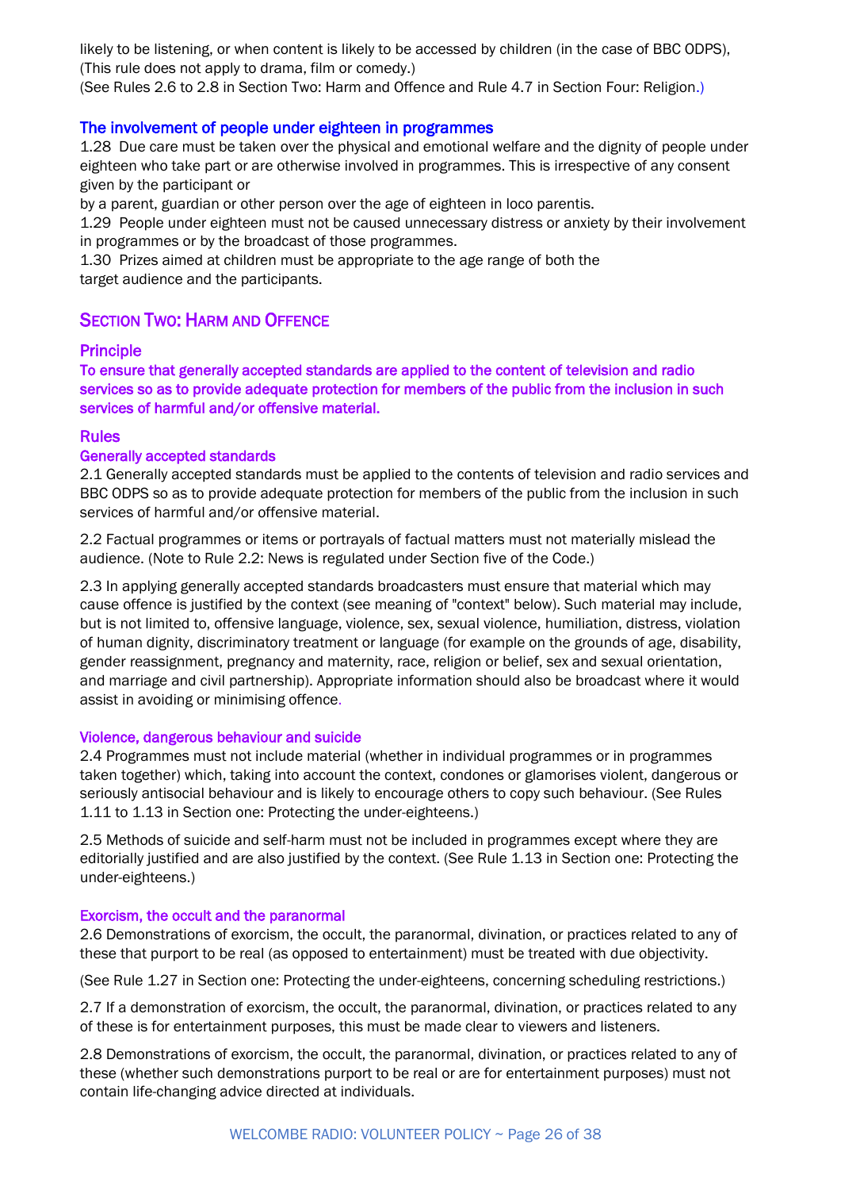likely to be listening, or when content is likely to be accessed by children (in the case of BBC ODPS), (This rule does not apply to drama, film or comedy.)
(See Rules 2.6 to 2.8 in Section Two: Harm and Offence and Rule 4.7 in Section Four: Religion.)

### The involvement of people under eighteen in programmes

1.28 Due care must be taken over the physical and emotional welfare and the dignity of people under eighteen who take part or are otherwise involved in programmes. This is irrespective of any consent given by the participant or
by a parent, guardian or other person over the age of eighteen in loco parentis.

1.29 People under eighteen must not be caused unnecessary distress or anxiety by their involvement in programmes or by the broadcast of those programmes.

1.30 Prizes aimed at children must be appropriate to the age range of both the target audience and the participants.

## Section Two: Harm and Offence

### Principle

**To ensure that generally accepted standards are applied to the content of television and radio services so as to provide adequate protection for members of the public from the inclusion in such services of harmful and/or offensive material.**

### Rules

#### Generally accepted standards

2.1 Generally accepted standards must be applied to the contents of television and radio services and BBC ODPS so as to provide adequate protection for members of the public from the inclusion in such services of harmful and/or offensive material.

2.2 Factual programmes or items or portrayals of factual matters must not materially mislead the audience. (Note to Rule 2.2: News is regulated under Section five of the Code.)

2.3 In applying generally accepted standards broadcasters must ensure that material which may cause offence is justified by the context (see meaning of "context" below). Such material may include, but is not limited to, offensive language, violence, sex, sexual violence, humiliation, distress, violation of human dignity, discriminatory treatment or language (for example on the grounds of age, disability, gender reassignment, pregnancy and maternity, race, religion or belief, sex and sexual orientation, and marriage and civil partnership). Appropriate information should also be broadcast where it would assist in avoiding or minimising offence.

#### Violence, dangerous behaviour and suicide

2.4 Programmes must not include material (whether in individual programmes or in programmes taken together) which, taking into account the context, condones or glamorises violent, dangerous or seriously antisocial behaviour and is likely to encourage others to copy such behaviour. (See Rules 1.11 to 1.13 in Section one: Protecting the under-eighteens.)

2.5 Methods of suicide and self-harm must not be included in programmes except where they are editorially justified and are also justified by the context. (See Rule 1.13 in Section one: Protecting the under-eighteens.)

#### Exorcism, the occult and the paranormal

2.6 Demonstrations of exorcism, the occult, the paranormal, divination, or practices related to any of these that purport to be real (as opposed to entertainment) must be treated with due objectivity.

(See Rule 1.27 in Section one: Protecting the under-eighteens, concerning scheduling restrictions.)

2.7 If a demonstration of exorcism, the occult, the paranormal, divination, or practices related to any of these is for entertainment purposes, this must be made clear to viewers and listeners.

2.8 Demonstrations of exorcism, the occult, the paranormal, divination, or practices related to any of these (whether such demonstrations purport to be real or are for entertainment purposes) must not contain life-changing advice directed at individuals.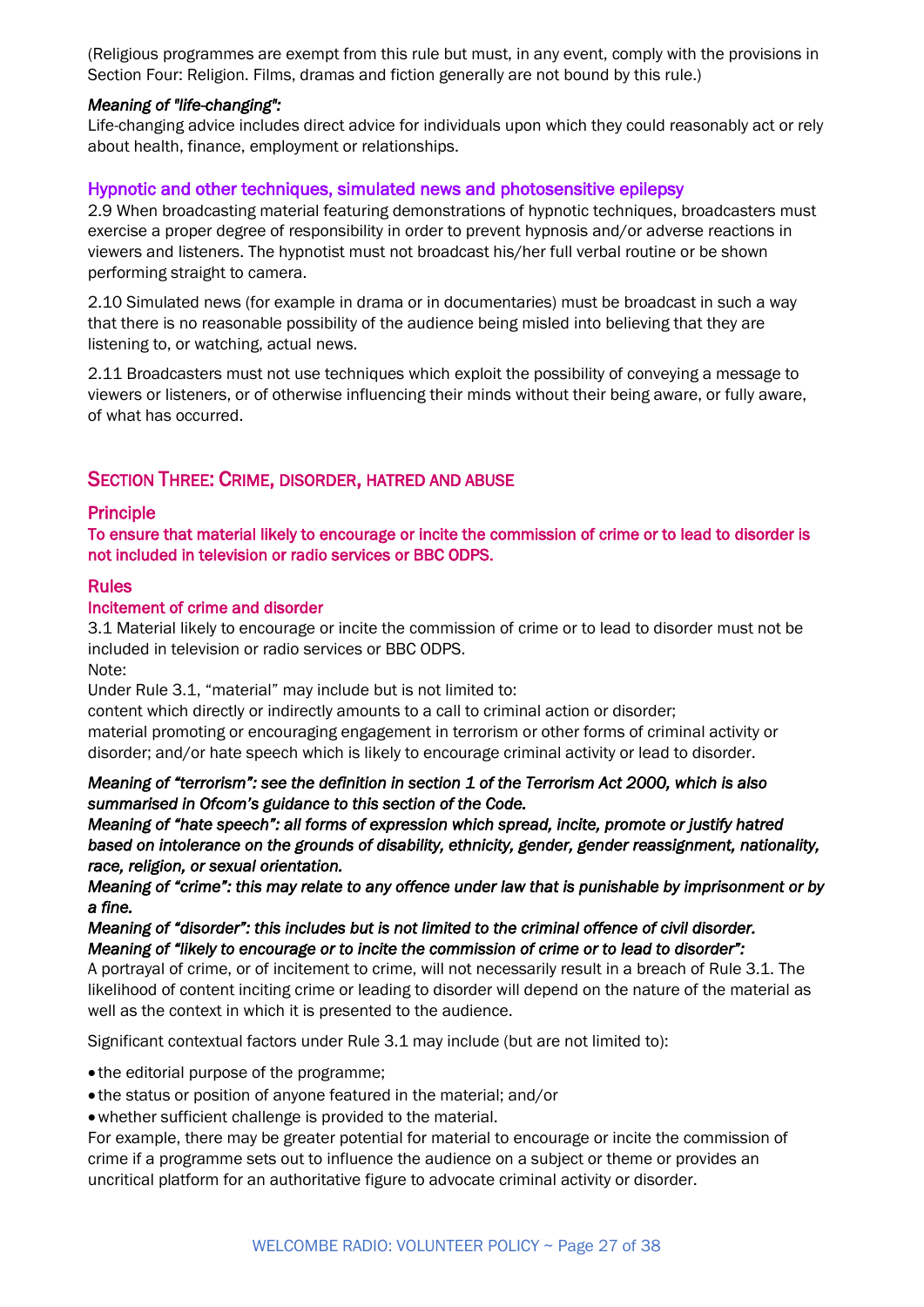(Religious programmes are exempt from this rule but must, in any event, comply with the provisions in Section Four: Religion. Films, dramas and fiction generally are not bound by this rule.)

***Meaning of "life-changing":***

Life-changing advice includes direct advice for individuals upon which they could reasonably act or rely about health, finance, employment or relationships.

### Hypnotic and other techniques, simulated news and photosensitive epilepsy

2.9 When broadcasting material featuring demonstrations of hypnotic techniques, broadcasters must exercise a proper degree of responsibility in order to prevent hypnosis and/or adverse reactions in viewers and listeners. The hypnotist must not broadcast his/her full verbal routine or be shown performing straight to camera.

2.10 Simulated news (for example in drama or in documentaries) must be broadcast in such a way that there is no reasonable possibility of the audience being misled into believing that they are listening to, or watching, actual news.

2.11 Broadcasters must not use techniques which exploit the possibility of conveying a message to viewers or listeners, or of otherwise influencing their minds without their being aware, or fully aware, of what has occurred.

## Section Three: Crime, disorder, hatred and abuse

### Principle

**To ensure that material likely to encourage or incite the commission of crime or to lead to disorder is not included in television or radio services or BBC ODPS.**

### Rules

#### Incitement of crime and disorder

3.1 Material likely to encourage or incite the commission of crime or to lead to disorder must not be included in television or radio services or BBC ODPS.

Note:

Under Rule 3.1, "material" may include but is not limited to:

content which directly or indirectly amounts to a call to criminal action or disorder;

material promoting or encouraging engagement in terrorism or other forms of criminal activity or disorder; and/or hate speech which is likely to encourage criminal activity or lead to disorder.

***Meaning of "terrorism": see the definition in section 1 of the Terrorism Act 2000, which is also summarised in Ofcom's guidance to this section of the Code.***

***Meaning of "hate speech": all forms of expression which spread, incite, promote or justify hatred based on intolerance on the grounds of disability, ethnicity, gender, gender reassignment, nationality, race, religion, or sexual orientation.***

***Meaning of "crime": this may relate to any offence under law that is punishable by imprisonment or by a fine.***

***Meaning of "disorder": this includes but is not limited to the criminal offence of civil disorder.***

***Meaning of "likely to encourage or to incite the commission of crime or to lead to disorder":***

A portrayal of crime, or of incitement to crime, will not necessarily result in a breach of Rule 3.1. The likelihood of content inciting crime or leading to disorder will depend on the nature of the material as well as the context in which it is presented to the audience.

Significant contextual factors under Rule 3.1 may include (but are not limited to):

- the editorial purpose of the programme;
- the status or position of anyone featured in the material; and/or
- whether sufficient challenge is provided to the material.

For example, there may be greater potential for material to encourage or incite the commission of crime if a programme sets out to influence the audience on a subject or theme or provides an uncritical platform for an authoritative figure to advocate criminal activity or disorder.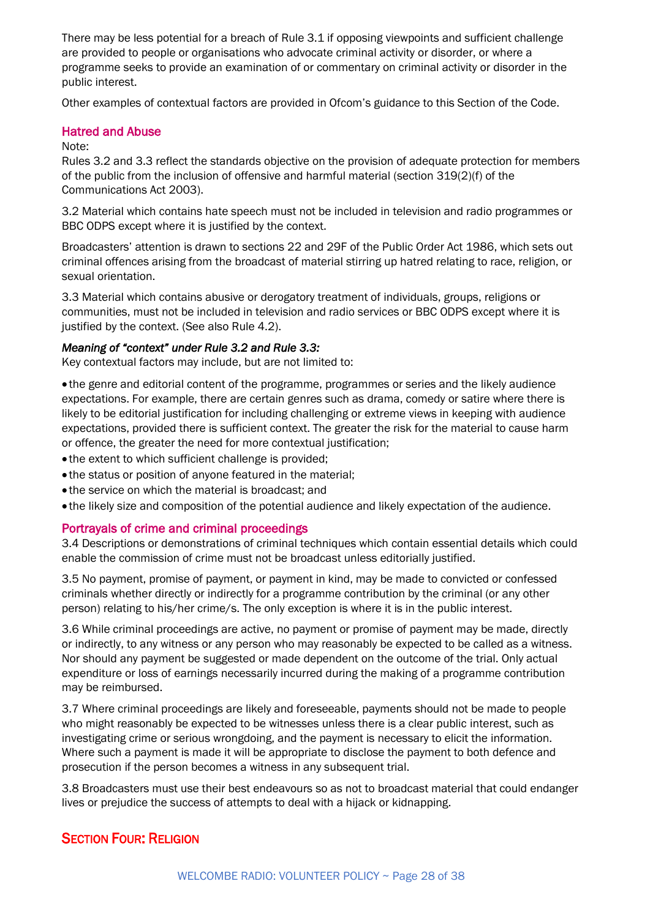There may be less potential for a breach of Rule 3.1 if opposing viewpoints and sufficient challenge are provided to people or organisations who advocate criminal activity or disorder, or where a programme seeks to provide an examination of or commentary on criminal activity or disorder in the public interest.

Other examples of contextual factors are provided in Ofcom's guidance to this Section of the Code.

### Hatred and Abuse

Note:
Rules 3.2 and 3.3 reflect the standards objective on the provision of adequate protection for members of the public from the inclusion of offensive and harmful material (section 319(2)(f) of the Communications Act 2003).

3.2 Material which contains hate speech must not be included in television and radio programmes or BBC ODPS except where it is justified by the context.

Broadcasters' attention is drawn to sections 22 and 29F of the Public Order Act 1986, which sets out criminal offences arising from the broadcast of material stirring up hatred relating to race, religion, or sexual orientation.

3.3 Material which contains abusive or derogatory treatment of individuals, groups, religions or communities, must not be included in television and radio services or BBC ODPS except where it is justified by the context. (See also Rule 4.2).

***Meaning of "context" under Rule 3.2 and Rule 3.3:***
Key contextual factors may include, but are not limited to:

- the genre and editorial content of the programme, programmes or series and the likely audience expectations. For example, there are certain genres such as drama, comedy or satire where there is likely to be editorial justification for including challenging or extreme views in keeping with audience expectations, provided there is sufficient context. The greater the risk for the material to cause harm or offence, the greater the need for more contextual justification;
- the extent to which sufficient challenge is provided;
- the status or position of anyone featured in the material;
- the service on which the material is broadcast; and
- the likely size and composition of the potential audience and likely expectation of the audience.

### Portrayals of crime and criminal proceedings

3.4 Descriptions or demonstrations of criminal techniques which contain essential details which could enable the commission of crime must not be broadcast unless editorially justified.

3.5 No payment, promise of payment, or payment in kind, may be made to convicted or confessed criminals whether directly or indirectly for a programme contribution by the criminal (or any other person) relating to his/her crime/s. The only exception is where it is in the public interest.

3.6 While criminal proceedings are active, no payment or promise of payment may be made, directly or indirectly, to any witness or any person who may reasonably be expected to be called as a witness. Nor should any payment be suggested or made dependent on the outcome of the trial. Only actual expenditure or loss of earnings necessarily incurred during the making of a programme contribution may be reimbursed.

3.7 Where criminal proceedings are likely and foreseeable, payments should not be made to people who might reasonably be expected to be witnesses unless there is a clear public interest, such as investigating crime or serious wrongdoing, and the payment is necessary to elicit the information. Where such a payment is made it will be appropriate to disclose the payment to both defence and prosecution if the person becomes a witness in any subsequent trial.

3.8 Broadcasters must use their best endeavours so as not to broadcast material that could endanger lives or prejudice the success of attempts to deal with a hijack or kidnapping.

## Section Four: Religion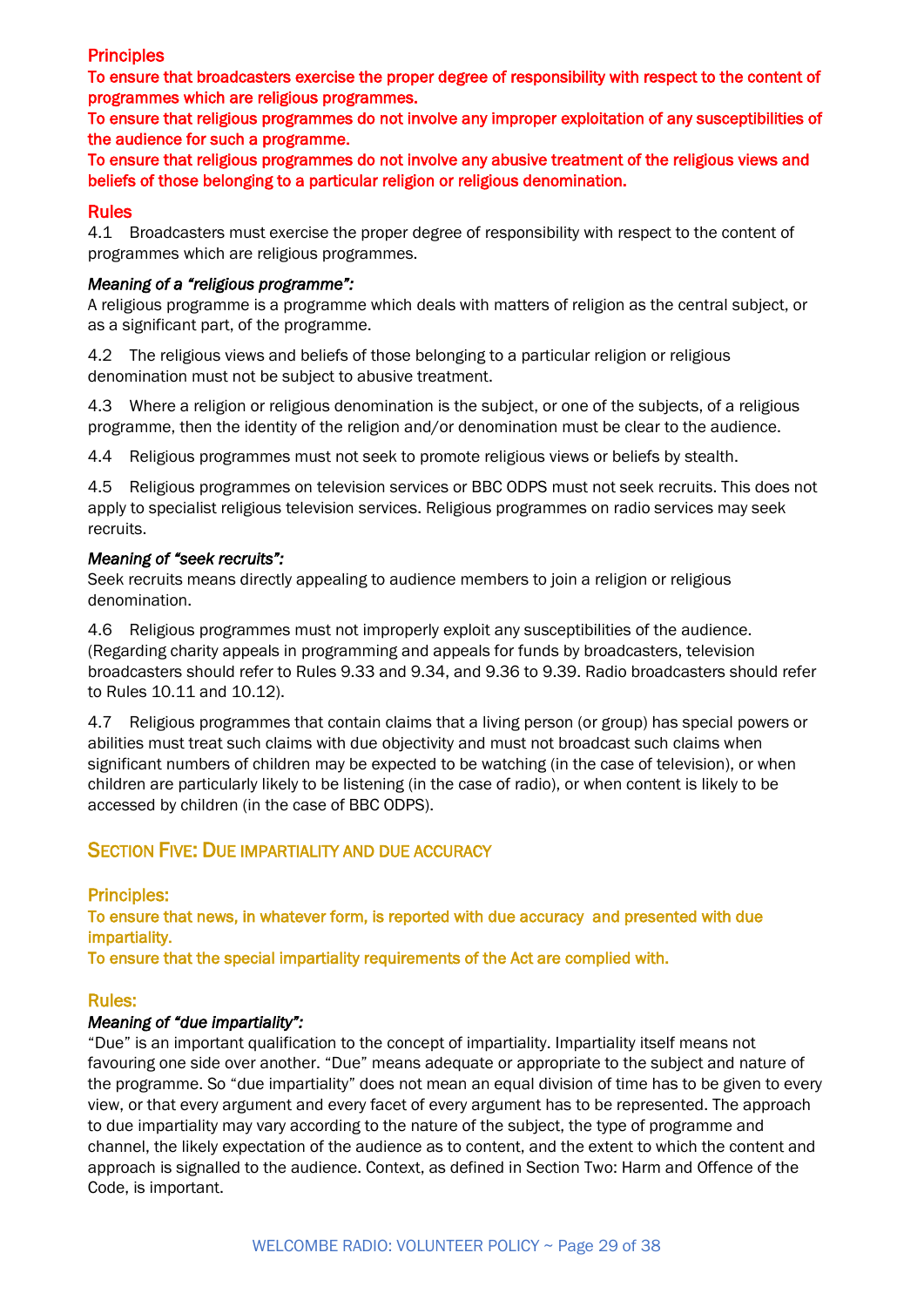### Principles

**To ensure that broadcasters exercise the proper degree of responsibility with respect to the content of programmes which are religious programmes.**

**To ensure that religious programmes do not involve any improper exploitation of any susceptibilities of the audience for such a programme.**

**To ensure that religious programmes do not involve any abusive treatment of the religious views and beliefs of those belonging to a particular religion or religious denomination.**

### Rules

4.1 Broadcasters must exercise the proper degree of responsibility with respect to the content of programmes which are religious programmes.

***Meaning of a "religious programme":***

A religious programme is a programme which deals with matters of religion as the central subject, or as a significant part, of the programme.

4.2 The religious views and beliefs of those belonging to a particular religion or religious denomination must not be subject to abusive treatment.

4.3 Where a religion or religious denomination is the subject, or one of the subjects, of a religious programme, then the identity of the religion and/or denomination must be clear to the audience.

4.4 Religious programmes must not seek to promote religious views or beliefs by stealth.

4.5 Religious programmes on television services or BBC ODPS must not seek recruits. This does not apply to specialist religious television services. Religious programmes on radio services may seek recruits.

***Meaning of "seek recruits":***

Seek recruits means directly appealing to audience members to join a religion or religious denomination.

4.6 Religious programmes must not improperly exploit any susceptibilities of the audience. (Regarding charity appeals in programming and appeals for funds by broadcasters, television broadcasters should refer to Rules 9.33 and 9.34, and 9.36 to 9.39. Radio broadcasters should refer to Rules 10.11 and 10.12).

4.7 Religious programmes that contain claims that a living person (or group) has special powers or abilities must treat such claims with due objectivity and must not broadcast such claims when significant numbers of children may be expected to be watching (in the case of television), or when children are particularly likely to be listening (in the case of radio), or when content is likely to be accessed by children (in the case of BBC ODPS).

## Section Five: Due impartiality and due accuracy

### Principles:

**To ensure that news, in whatever form, is reported with due accuracy and presented with due impartiality.**

**To ensure that the special impartiality requirements of the Act are complied with.**

### Rules:

***Meaning of "due impartiality":***

"Due" is an important qualification to the concept of impartiality. Impartiality itself means not favouring one side over another. "Due" means adequate or appropriate to the subject and nature of the programme. So "due impartiality" does not mean an equal division of time has to be given to every view, or that every argument and every facet of every argument has to be represented. The approach to due impartiality may vary according to the nature of the subject, the type of programme and channel, the likely expectation of the audience as to content, and the extent to which the content and approach is signalled to the audience. Context, as defined in Section Two: Harm and Offence of the Code, is important.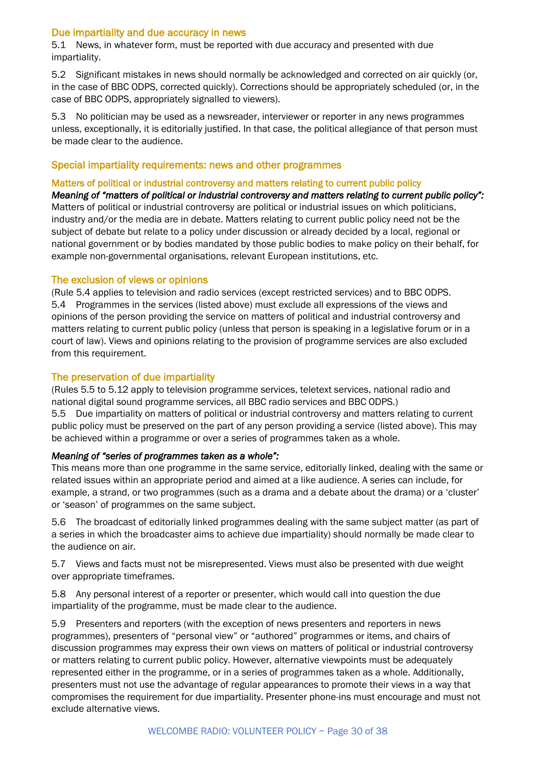## Due impartiality and due accuracy in news

5.1 News, in whatever form, must be reported with due accuracy and presented with due impartiality.

5.2 Significant mistakes in news should normally be acknowledged and corrected on air quickly (or, in the case of BBC ODPS, corrected quickly). Corrections should be appropriately scheduled (or, in the case of BBC ODPS, appropriately signalled to viewers).

5.3 No politician may be used as a newsreader, interviewer or reporter in any news programmes unless, exceptionally, it is editorially justified. In that case, the political allegiance of that person must be made clear to the audience.

## Special impartiality requirements: news and other programmes

### Matters of political or industrial controversy and matters relating to current public policy

***Meaning of "matters of political or industrial controversy and matters relating to current public policy":***
Matters of political or industrial controversy are political or industrial issues on which politicians, industry and/or the media are in debate. Matters relating to current public policy need not be the subject of debate but relate to a policy under discussion or already decided by a local, regional or national government or by bodies mandated by those public bodies to make policy on their behalf, for example non-governmental organisations, relevant European institutions, etc.

## The exclusion of views or opinions

(Rule 5.4 applies to television and radio services (except restricted services) and to BBC ODPS.
5.4 Programmes in the services (listed above) must exclude all expressions of the views and opinions of the person providing the service on matters of political and industrial controversy and matters relating to current public policy (unless that person is speaking in a legislative forum or in a court of law). Views and opinions relating to the provision of programme services are also excluded from this requirement.

## The preservation of due impartiality

(Rules 5.5 to 5.12 apply to television programme services, teletext services, national radio and national digital sound programme services, all BBC radio services and BBC ODPS.)
5.5 Due impartiality on matters of political or industrial controversy and matters relating to current public policy must be preserved on the part of any person providing a service (listed above). This may be achieved within a programme or over a series of programmes taken as a whole.

***Meaning of "series of programmes taken as a whole":***
This means more than one programme in the same service, editorially linked, dealing with the same or related issues within an appropriate period and aimed at a like audience. A series can include, for example, a strand, or two programmes (such as a drama and a debate about the drama) or a 'cluster' or 'season' of programmes on the same subject.

5.6 The broadcast of editorially linked programmes dealing with the same subject matter (as part of a series in which the broadcaster aims to achieve due impartiality) should normally be made clear to the audience on air.

5.7 Views and facts must not be misrepresented. Views must also be presented with due weight over appropriate timeframes.

5.8 Any personal interest of a reporter or presenter, which would call into question the due impartiality of the programme, must be made clear to the audience.

5.9 Presenters and reporters (with the exception of news presenters and reporters in news programmes), presenters of "personal view" or "authored" programmes or items, and chairs of discussion programmes may express their own views on matters of political or industrial controversy or matters relating to current public policy. However, alternative viewpoints must be adequately represented either in the programme, or in a series of programmes taken as a whole. Additionally, presenters must not use the advantage of regular appearances to promote their views in a way that compromises the requirement for due impartiality. Presenter phone-ins must encourage and must not exclude alternative views.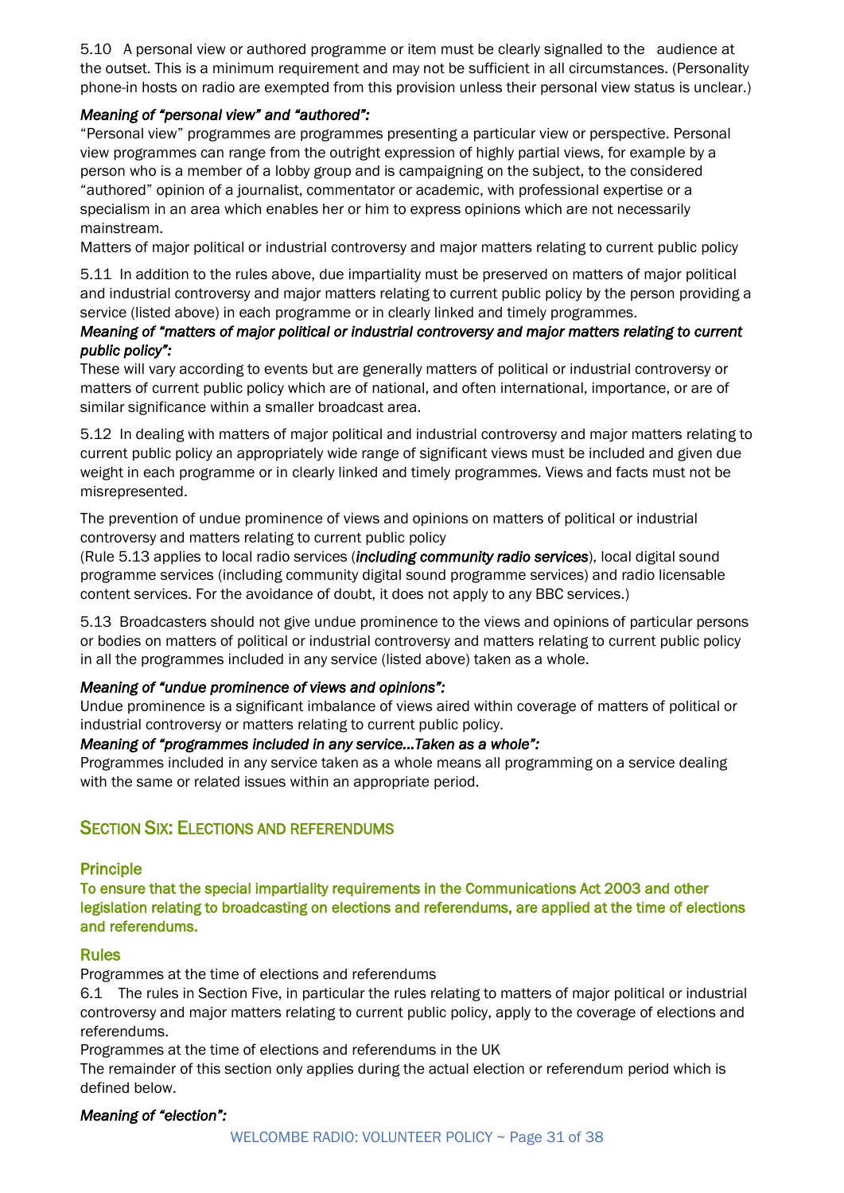5.10 A personal view or authored programme or item must be clearly signalled to the audience at the outset. This is a minimum requirement and may not be sufficient in all circumstances. (Personality phone-in hosts on radio are exempted from this provision unless their personal view status is unclear.)

***Meaning of "personal view" and "authored":***

"Personal view" programmes are programmes presenting a particular view or perspective. Personal view programmes can range from the outright expression of highly partial views, for example by a person who is a member of a lobby group and is campaigning on the subject, to the considered "authored" opinion of a journalist, commentator or academic, with professional expertise or a specialism in an area which enables her or him to express opinions which are not necessarily mainstream.

Matters of major political or industrial controversy and major matters relating to current public policy

5.11 In addition to the rules above, due impartiality must be preserved on matters of major political and industrial controversy and major matters relating to current public policy by the person providing a service (listed above) in each programme or in clearly linked and timely programmes.

***Meaning of "matters of major political or industrial controversy and major matters relating to current public policy":***

These will vary according to events but are generally matters of political or industrial controversy or matters of current public policy which are of national, and often international, importance, or are of similar significance within a smaller broadcast area.

5.12 In dealing with matters of major political and industrial controversy and major matters relating to current public policy an appropriately wide range of significant views must be included and given due weight in each programme or in clearly linked and timely programmes. Views and facts must not be misrepresented.

The prevention of undue prominence of views and opinions on matters of political or industrial controversy and matters relating to current public policy

(Rule 5.13 applies to local radio services (***including community radio services***), local digital sound programme services (including community digital sound programme services) and radio licensable content services. For the avoidance of doubt, it does not apply to any BBC services.)

5.13 Broadcasters should not give undue prominence to the views and opinions of particular persons or bodies on matters of political or industrial controversy and matters relating to current public policy in all the programmes included in any service (listed above) taken as a whole.

***Meaning of "undue prominence of views and opinions":***

Undue prominence is a significant imbalance of views aired within coverage of matters of political or industrial controversy or matters relating to current public policy.

***Meaning of "programmes included in any service…Taken as a whole":***

Programmes included in any service taken as a whole means all programming on a service dealing with the same or related issues within an appropriate period.

## Section Six: Elections and Referendums

### Principle

**To ensure that the special impartiality requirements in the Communications Act 2003 and other legislation relating to broadcasting on elections and referendums, are applied at the time of elections and referendums.**

### Rules

Programmes at the time of elections and referendums

6.1 The rules in Section Five, in particular the rules relating to matters of major political or industrial controversy and major matters relating to current public policy, apply to the coverage of elections and referendums.

Programmes at the time of elections and referendums in the UK

The remainder of this section only applies during the actual election or referendum period which is defined below.

***Meaning of "election":***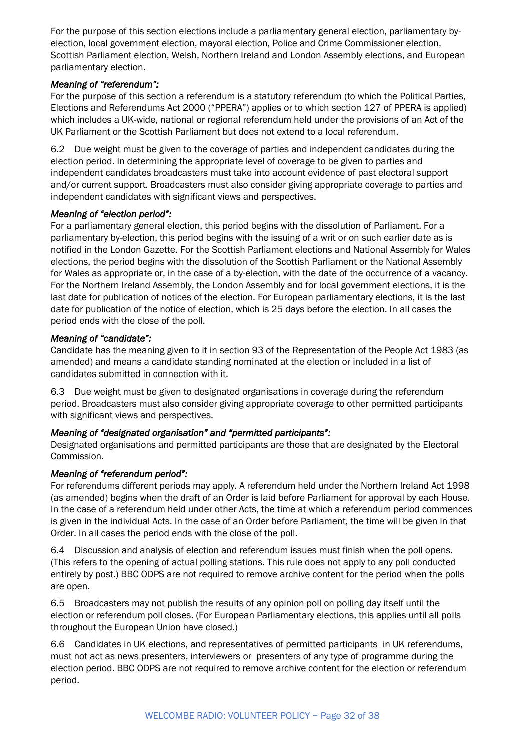For the purpose of this section elections include a parliamentary general election, parliamentary by-election, local government election, mayoral election, Police and Crime Commissioner election, Scottish Parliament election, Welsh, Northern Ireland and London Assembly elections, and European parliamentary election.

***Meaning of "referendum":***

For the purpose of this section a referendum is a statutory referendum (to which the Political Parties, Elections and Referendums Act 2000 ("PPERA") applies or to which section 127 of PPERA is applied) which includes a UK-wide, national or regional referendum held under the provisions of an Act of the UK Parliament or the Scottish Parliament but does not extend to a local referendum.

6.2 Due weight must be given to the coverage of parties and independent candidates during the election period. In determining the appropriate level of coverage to be given to parties and independent candidates broadcasters must take into account evidence of past electoral support and/or current support. Broadcasters must also consider giving appropriate coverage to parties and independent candidates with significant views and perspectives.

***Meaning of "election period":***

For a parliamentary general election, this period begins with the dissolution of Parliament. For a parliamentary by-election, this period begins with the issuing of a writ or on such earlier date as is notified in the London Gazette. For the Scottish Parliament elections and National Assembly for Wales elections, the period begins with the dissolution of the Scottish Parliament or the National Assembly for Wales as appropriate or, in the case of a by-election, with the date of the occurrence of a vacancy. For the Northern Ireland Assembly, the London Assembly and for local government elections, it is the last date for publication of notices of the election. For European parliamentary elections, it is the last date for publication of the notice of election, which is 25 days before the election. In all cases the period ends with the close of the poll.

***Meaning of "candidate":***

Candidate has the meaning given to it in section 93 of the Representation of the People Act 1983 (as amended) and means a candidate standing nominated at the election or included in a list of candidates submitted in connection with it.

6.3 Due weight must be given to designated organisations in coverage during the referendum period. Broadcasters must also consider giving appropriate coverage to other permitted participants with significant views and perspectives.

***Meaning of "designated organisation" and "permitted participants":***

Designated organisations and permitted participants are those that are designated by the Electoral Commission.

***Meaning of "referendum period":***

For referendums different periods may apply. A referendum held under the Northern Ireland Act 1998 (as amended) begins when the draft of an Order is laid before Parliament for approval by each House. In the case of a referendum held under other Acts, the time at which a referendum period commences is given in the individual Acts. In the case of an Order before Parliament, the time will be given in that Order. In all cases the period ends with the close of the poll.

6.4 Discussion and analysis of election and referendum issues must finish when the poll opens. (This refers to the opening of actual polling stations. This rule does not apply to any poll conducted entirely by post.) BBC ODPS are not required to remove archive content for the period when the polls are open.

6.5 Broadcasters may not publish the results of any opinion poll on polling day itself until the election or referendum poll closes. (For European Parliamentary elections, this applies until all polls throughout the European Union have closed.)

6.6 Candidates in UK elections, and representatives of permitted participants in UK referendums, must not act as news presenters, interviewers or presenters of any type of programme during the election period. BBC ODPS are not required to remove archive content for the election or referendum period.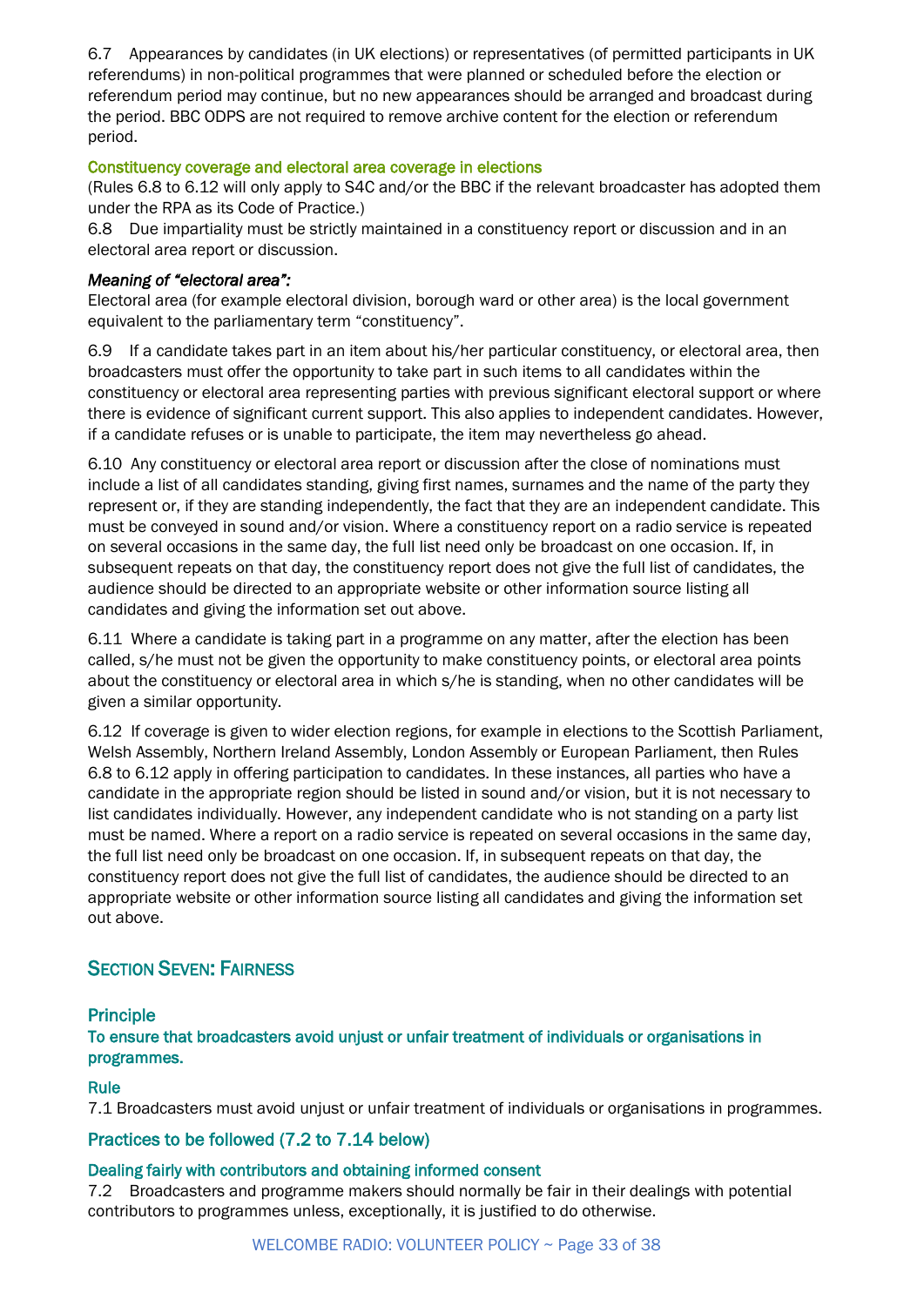6.7 Appearances by candidates (in UK elections) or representatives (of permitted participants in UK referendums) in non-political programmes that were planned or scheduled before the election or referendum period may continue, but no new appearances should be arranged and broadcast during the period. BBC ODPS are not required to remove archive content for the election or referendum period.

#### Constituency coverage and electoral area coverage in elections

(Rules 6.8 to 6.12 will only apply to S4C and/or the BBC if the relevant broadcaster has adopted them under the RPA as its Code of Practice.)

6.8 Due impartiality must be strictly maintained in a constituency report or discussion and in an electoral area report or discussion.

***Meaning of "electoral area":***

Electoral area (for example electoral division, borough ward or other area) is the local government equivalent to the parliamentary term "constituency".

6.9 If a candidate takes part in an item about his/her particular constituency, or electoral area, then broadcasters must offer the opportunity to take part in such items to all candidates within the constituency or electoral area representing parties with previous significant electoral support or where there is evidence of significant current support. This also applies to independent candidates. However, if a candidate refuses or is unable to participate, the item may nevertheless go ahead.

6.10 Any constituency or electoral area report or discussion after the close of nominations must include a list of all candidates standing, giving first names, surnames and the name of the party they represent or, if they are standing independently, the fact that they are an independent candidate. This must be conveyed in sound and/or vision. Where a constituency report on a radio service is repeated on several occasions in the same day, the full list need only be broadcast on one occasion. If, in subsequent repeats on that day, the constituency report does not give the full list of candidates, the audience should be directed to an appropriate website or other information source listing all candidates and giving the information set out above.

6.11 Where a candidate is taking part in a programme on any matter, after the election has been called, s/he must not be given the opportunity to make constituency points, or electoral area points about the constituency or electoral area in which s/he is standing, when no other candidates will be given a similar opportunity.

6.12 If coverage is given to wider election regions, for example in elections to the Scottish Parliament, Welsh Assembly, Northern Ireland Assembly, London Assembly or European Parliament, then Rules 6.8 to 6.12 apply in offering participation to candidates. In these instances, all parties who have a candidate in the appropriate region should be listed in sound and/or vision, but it is not necessary to list candidates individually. However, any independent candidate who is not standing on a party list must be named. Where a report on a radio service is repeated on several occasions in the same day, the full list need only be broadcast on one occasion. If, in subsequent repeats on that day, the constituency report does not give the full list of candidates, the audience should be directed to an appropriate website or other information source listing all candidates and giving the information set out above.

## Section Seven: Fairness

### Principle

**To ensure that broadcasters avoid unjust or unfair treatment of individuals or organisations in programmes.**

### Rule

7.1 Broadcasters must avoid unjust or unfair treatment of individuals or organisations in programmes.

### Practices to be followed (7.2 to 7.14 below)

#### Dealing fairly with contributors and obtaining informed consent

7.2 Broadcasters and programme makers should normally be fair in their dealings with potential contributors to programmes unless, exceptionally, it is justified to do otherwise.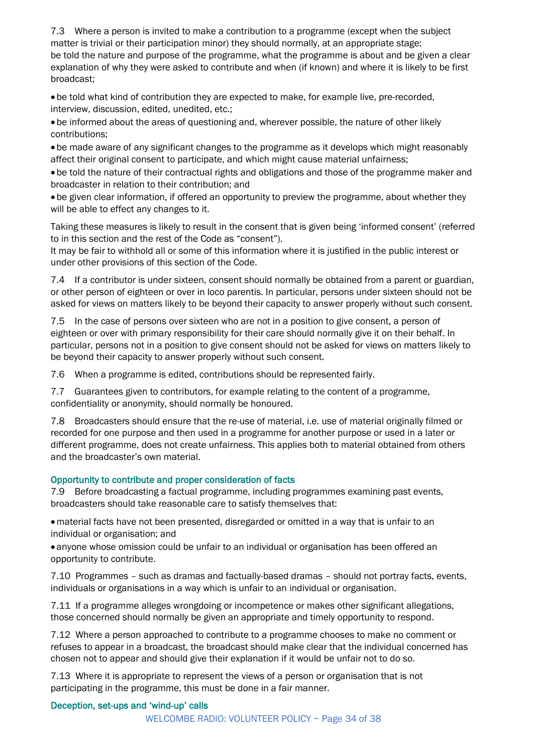7.3 Where a person is invited to make a contribution to a programme (except when the subject matter is trivial or their participation minor) they should normally, at an appropriate stage:
be told the nature and purpose of the programme, what the programme is about and be given a clear explanation of why they were asked to contribute and when (if known) and where it is likely to be first broadcast;

- be told what kind of contribution they are expected to make, for example live, pre-recorded, interview, discussion, edited, unedited, etc.;
- be informed about the areas of questioning and, wherever possible, the nature of other likely contributions;
- be made aware of any significant changes to the programme as it develops which might reasonably affect their original consent to participate, and which might cause material unfairness;
- be told the nature of their contractual rights and obligations and those of the programme maker and broadcaster in relation to their contribution; and
- be given clear information, if offered an opportunity to preview the programme, about whether they will be able to effect any changes to it.

Taking these measures is likely to result in the consent that is given being 'informed consent' (referred to in this section and the rest of the Code as "consent").
It may be fair to withhold all or some of this information where it is justified in the public interest or under other provisions of this section of the Code.

7.4 If a contributor is under sixteen, consent should normally be obtained from a parent or guardian, or other person of eighteen or over in loco parentis. In particular, persons under sixteen should not be asked for views on matters likely to be beyond their capacity to answer properly without such consent.

7.5 In the case of persons over sixteen who are not in a position to give consent, a person of eighteen or over with primary responsibility for their care should normally give it on their behalf. In particular, persons not in a position to give consent should not be asked for views on matters likely to be beyond their capacity to answer properly without such consent.

7.6 When a programme is edited, contributions should be represented fairly.

7.7 Guarantees given to contributors, for example relating to the content of a programme, confidentiality or anonymity, should normally be honoured.

7.8 Broadcasters should ensure that the re-use of material, i.e. use of material originally filmed or recorded for one purpose and then used in a programme for another purpose or used in a later or different programme, does not create unfairness. This applies both to material obtained from others and the broadcaster's own material.

### Opportunity to contribute and proper consideration of facts

7.9 Before broadcasting a factual programme, including programmes examining past events, broadcasters should take reasonable care to satisfy themselves that:

- material facts have not been presented, disregarded or omitted in a way that is unfair to an individual or organisation; and
- anyone whose omission could be unfair to an individual or organisation has been offered an opportunity to contribute.

7.10 Programmes – such as dramas and factually-based dramas – should not portray facts, events, individuals or organisations in a way which is unfair to an individual or organisation.

7.11 If a programme alleges wrongdoing or incompetence or makes other significant allegations, those concerned should normally be given an appropriate and timely opportunity to respond.

7.12 Where a person approached to contribute to a programme chooses to make no comment or refuses to appear in a broadcast, the broadcast should make clear that the individual concerned has chosen not to appear and should give their explanation if it would be unfair not to do so.

7.13 Where it is appropriate to represent the views of a person or organisation that is not participating in the programme, this must be done in a fair manner.

### Deception, set-ups and 'wind-up' calls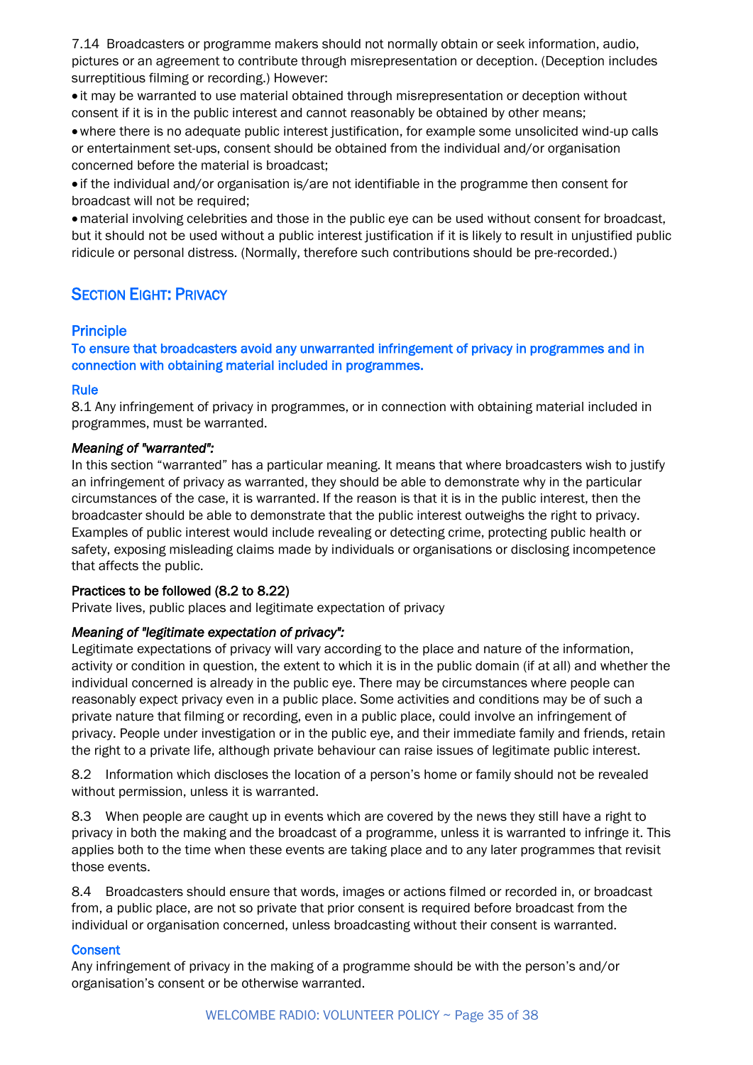7.14 Broadcasters or programme makers should not normally obtain or seek information, audio, pictures or an agreement to contribute through misrepresentation or deception. (Deception includes surreptitious filming or recording.) However:

- it may be warranted to use material obtained through misrepresentation or deception without consent if it is in the public interest and cannot reasonably be obtained by other means;
- where there is no adequate public interest justification, for example some unsolicited wind-up calls or entertainment set-ups, consent should be obtained from the individual and/or organisation concerned before the material is broadcast;
- if the individual and/or organisation is/are not identifiable in the programme then consent for broadcast will not be required;
- material involving celebrities and those in the public eye can be used without consent for broadcast, but it should not be used without a public interest justification if it is likely to result in unjustified public ridicule or personal distress. (Normally, therefore such contributions should be pre-recorded.)

## Section Eight: Privacy

### Principle

**To ensure that broadcasters avoid any unwarranted infringement of privacy in programmes and in connection with obtaining material included in programmes.**

### Rule

8.1 Any infringement of privacy in programmes, or in connection with obtaining material included in programmes, must be warranted.

***Meaning of "warranted":***

In this section "warranted" has a particular meaning. It means that where broadcasters wish to justify an infringement of privacy as warranted, they should be able to demonstrate why in the particular circumstances of the case, it is warranted. If the reason is that it is in the public interest, then the broadcaster should be able to demonstrate that the public interest outweighs the right to privacy. Examples of public interest would include revealing or detecting crime, protecting public health or safety, exposing misleading claims made by individuals or organisations or disclosing incompetence that affects the public.

**Practices to be followed (8.2 to 8.22)**

Private lives, public places and legitimate expectation of privacy

***Meaning of "legitimate expectation of privacy":***

Legitimate expectations of privacy will vary according to the place and nature of the information, activity or condition in question, the extent to which it is in the public domain (if at all) and whether the individual concerned is already in the public eye. There may be circumstances where people can reasonably expect privacy even in a public place. Some activities and conditions may be of such a private nature that filming or recording, even in a public place, could involve an infringement of privacy. People under investigation or in the public eye, and their immediate family and friends, retain the right to a private life, although private behaviour can raise issues of legitimate public interest.

8.2 Information which discloses the location of a person's home or family should not be revealed without permission, unless it is warranted.

8.3 When people are caught up in events which are covered by the news they still have a right to privacy in both the making and the broadcast of a programme, unless it is warranted to infringe it. This applies both to the time when these events are taking place and to any later programmes that revisit those events.

8.4 Broadcasters should ensure that words, images or actions filmed or recorded in, or broadcast from, a public place, are not so private that prior consent is required before broadcast from the individual or organisation concerned, unless broadcasting without their consent is warranted.

### Consent

Any infringement of privacy in the making of a programme should be with the person's and/or organisation's consent or be otherwise warranted.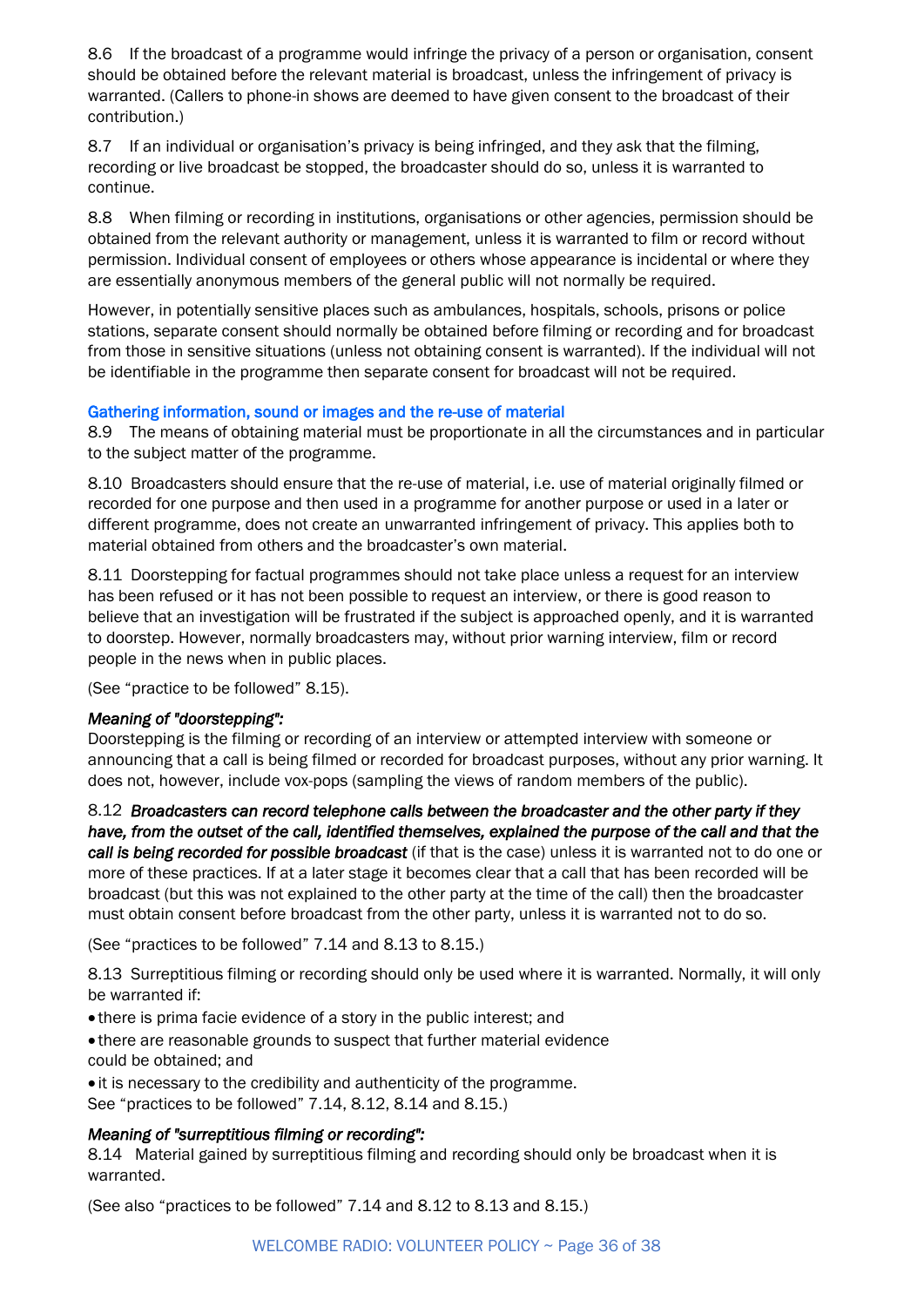8.6 If the broadcast of a programme would infringe the privacy of a person or organisation, consent should be obtained before the relevant material is broadcast, unless the infringement of privacy is warranted. (Callers to phone-in shows are deemed to have given consent to the broadcast of their contribution.)

8.7 If an individual or organisation's privacy is being infringed, and they ask that the filming, recording or live broadcast be stopped, the broadcaster should do so, unless it is warranted to continue.

8.8 When filming or recording in institutions, organisations or other agencies, permission should be obtained from the relevant authority or management, unless it is warranted to film or record without permission. Individual consent of employees or others whose appearance is incidental or where they are essentially anonymous members of the general public will not normally be required.

However, in potentially sensitive places such as ambulances, hospitals, schools, prisons or police stations, separate consent should normally be obtained before filming or recording and for broadcast from those in sensitive situations (unless not obtaining consent is warranted). If the individual will not be identifiable in the programme then separate consent for broadcast will not be required.

### Gathering information, sound or images and the re-use of material

8.9 The means of obtaining material must be proportionate in all the circumstances and in particular to the subject matter of the programme.

8.10 Broadcasters should ensure that the re-use of material, i.e. use of material originally filmed or recorded for one purpose and then used in a programme for another purpose or used in a later or different programme, does not create an unwarranted infringement of privacy. This applies both to material obtained from others and the broadcaster's own material.

8.11 Doorstepping for factual programmes should not take place unless a request for an interview has been refused or it has not been possible to request an interview, or there is good reason to believe that an investigation will be frustrated if the subject is approached openly, and it is warranted to doorstep. However, normally broadcasters may, without prior warning interview, film or record people in the news when in public places.

(See "practice to be followed" 8.15).

*Meaning of "doorstepping":*
Doorstepping is the filming or recording of an interview or attempted interview with someone or announcing that a call is being filmed or recorded for broadcast purposes, without any prior warning. It does not, however, include vox-pops (sampling the views of random members of the public).

8.12 ***Broadcasters can record telephone calls between the broadcaster and the other party if they have, from the outset of the call, identified themselves, explained the purpose of the call and that the call is being recorded for possible broadcast*** (if that is the case) unless it is warranted not to do one or more of these practices. If at a later stage it becomes clear that a call that has been recorded will be broadcast (but this was not explained to the other party at the time of the call) then the broadcaster must obtain consent before broadcast from the other party, unless it is warranted not to do so.

(See "practices to be followed" 7.14 and 8.13 to 8.15.)

8.13 Surreptitious filming or recording should only be used where it is warranted. Normally, it will only be warranted if:

- there is prima facie evidence of a story in the public interest; and
- there are reasonable grounds to suspect that further material evidence could be obtained; and
- it is necessary to the credibility and authenticity of the programme.

See "practices to be followed" 7.14, 8.12, 8.14 and 8.15.)

*Meaning of "surreptitious filming or recording":*
8.14 Material gained by surreptitious filming and recording should only be broadcast when it is warranted.

(See also "practices to be followed" 7.14 and 8.12 to 8.13 and 8.15.)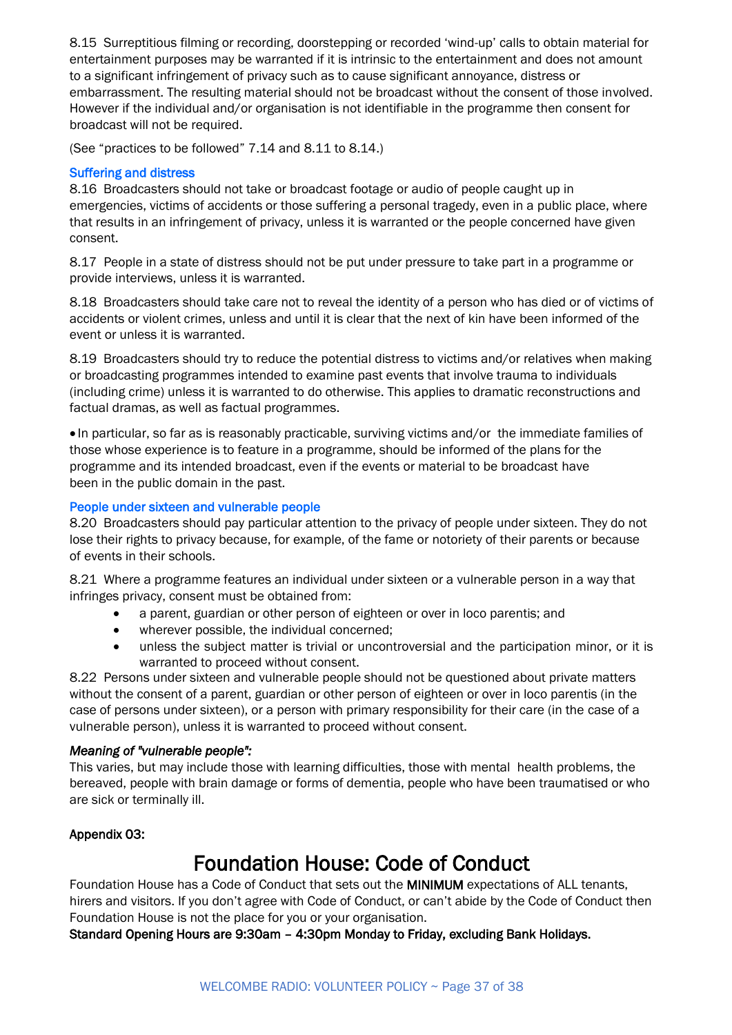8.15 Surreptitious filming or recording, doorstepping or recorded 'wind-up' calls to obtain material for entertainment purposes may be warranted if it is intrinsic to the entertainment and does not amount to a significant infringement of privacy such as to cause significant annoyance, distress or embarrassment. The resulting material should not be broadcast without the consent of those involved. However if the individual and/or organisation is not identifiable in the programme then consent for broadcast will not be required.

(See "practices to be followed" 7.14 and 8.11 to 8.14.)

### Suffering and distress

8.16 Broadcasters should not take or broadcast footage or audio of people caught up in emergencies, victims of accidents or those suffering a personal tragedy, even in a public place, where that results in an infringement of privacy, unless it is warranted or the people concerned have given consent.

8.17 People in a state of distress should not be put under pressure to take part in a programme or provide interviews, unless it is warranted.

8.18 Broadcasters should take care not to reveal the identity of a person who has died or of victims of accidents or violent crimes, unless and until it is clear that the next of kin have been informed of the event or unless it is warranted.

8.19 Broadcasters should try to reduce the potential distress to victims and/or relatives when making or broadcasting programmes intended to examine past events that involve trauma to individuals (including crime) unless it is warranted to do otherwise. This applies to dramatic reconstructions and factual dramas, as well as factual programmes.

- In particular, so far as is reasonably practicable, surviving victims and/or the immediate families of those whose experience is to feature in a programme, should be informed of the plans for the programme and its intended broadcast, even if the events or material to be broadcast have been in the public domain in the past.

### People under sixteen and vulnerable people

8.20 Broadcasters should pay particular attention to the privacy of people under sixteen. They do not lose their rights to privacy because, for example, of the fame or notoriety of their parents or because of events in their schools.

8.21 Where a programme features an individual under sixteen or a vulnerable person in a way that infringes privacy, consent must be obtained from:

- a parent, guardian or other person of eighteen or over in loco parentis; and
- wherever possible, the individual concerned;
- unless the subject matter is trivial or uncontroversial and the participation minor, or it is warranted to proceed without consent.

8.22 Persons under sixteen and vulnerable people should not be questioned about private matters without the consent of a parent, guardian or other person of eighteen or over in loco parentis (in the case of persons under sixteen), or a person with primary responsibility for their care (in the case of a vulnerable person), unless it is warranted to proceed without consent.

***Meaning of "vulnerable people":***
This varies, but may include those with learning difficulties, those with mental health problems, the bereaved, people with brain damage or forms of dementia, people who have been traumatised or who are sick or terminally ill.

**Appendix 03:**

# Foundation House: Code of Conduct

Foundation House has a Code of Conduct that sets out the **MINIMUM** expectations of ALL tenants, hirers and visitors. If you don't agree with Code of Conduct, or can't abide by the Code of Conduct then Foundation House is not the place for you or your organisation.

**Standard Opening Hours are 9:30am – 4:30pm Monday to Friday, excluding Bank Holidays.**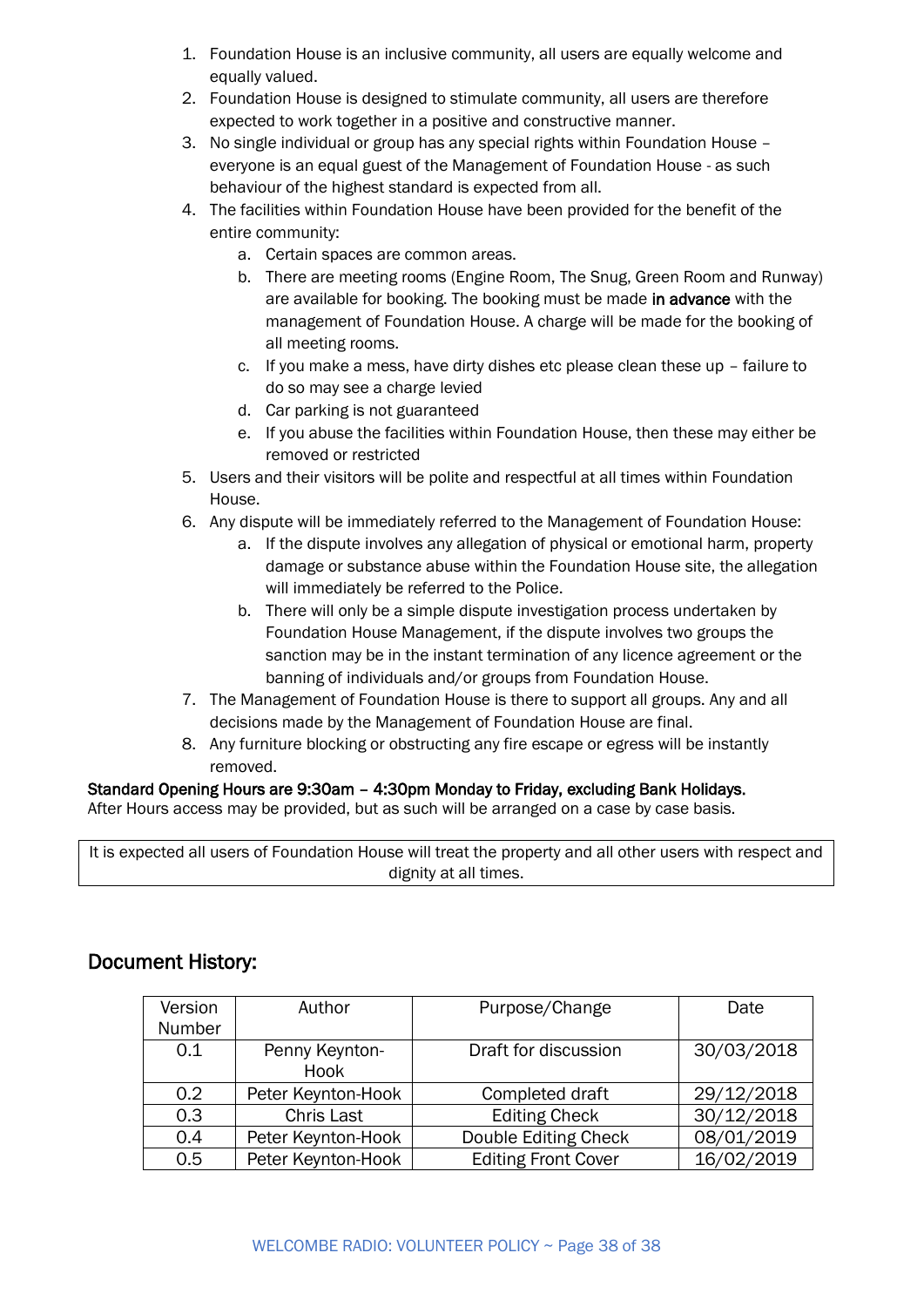1. Foundation House is an inclusive community, all users are equally welcome and equally valued.
2. Foundation House is designed to stimulate community, all users are therefore expected to work together in a positive and constructive manner.
3. No single individual or group has any special rights within Foundation House – everyone is an equal guest of the Management of Foundation House - as such behaviour of the highest standard is expected from all.
4. The facilities within Foundation House have been provided for the benefit of the entire community:
    a. Certain spaces are common areas.
    b. There are meeting rooms (Engine Room, The Snug, Green Room and Runway) are available for booking. The booking must be made **in advance** with the management of Foundation House. A charge will be made for the booking of all meeting rooms.
    c. If you make a mess, have dirty dishes etc please clean these up – failure to do so may see a charge levied
    d. Car parking is not guaranteed
    e. If you abuse the facilities within Foundation House, then these may either be removed or restricted
5. Users and their visitors will be polite and respectful at all times within Foundation House.
6. Any dispute will be immediately referred to the Management of Foundation House:
    a. If the dispute involves any allegation of physical or emotional harm, property damage or substance abuse within the Foundation House site, the allegation will immediately be referred to the Police.
    b. There will only be a simple dispute investigation process undertaken by Foundation House Management, if the dispute involves two groups the sanction may be in the instant termination of any licence agreement or the banning of individuals and/or groups from Foundation House.
7. The Management of Foundation House is there to support all groups. Any and all decisions made by the Management of Foundation House are final.
8. Any furniture blocking or obstructing any fire escape or egress will be instantly removed.

**Standard Opening Hours are 9:30am – 4:30pm Monday to Friday, excluding Bank Holidays.**
After Hours access may be provided, but as such will be arranged on a case by case basis.

It is expected all users of Foundation House will treat the property and all other users with respect and dignity at all times.

## Document History:

| Version Number | Author | Purpose/Change | Date |
|---|---|---|---|
| 0.1 | Penny Keynton-Hook | Draft for discussion | 30/03/2018 |
| 0.2 | Peter Keynton-Hook | Completed draft | 29/12/2018 |
| 0.3 | Chris Last | Editing Check | 30/12/2018 |
| 0.4 | Peter Keynton-Hook | Double Editing Check | 08/01/2019 |
| 0.5 | Peter Keynton-Hook | Editing Front Cover | 16/02/2019 |